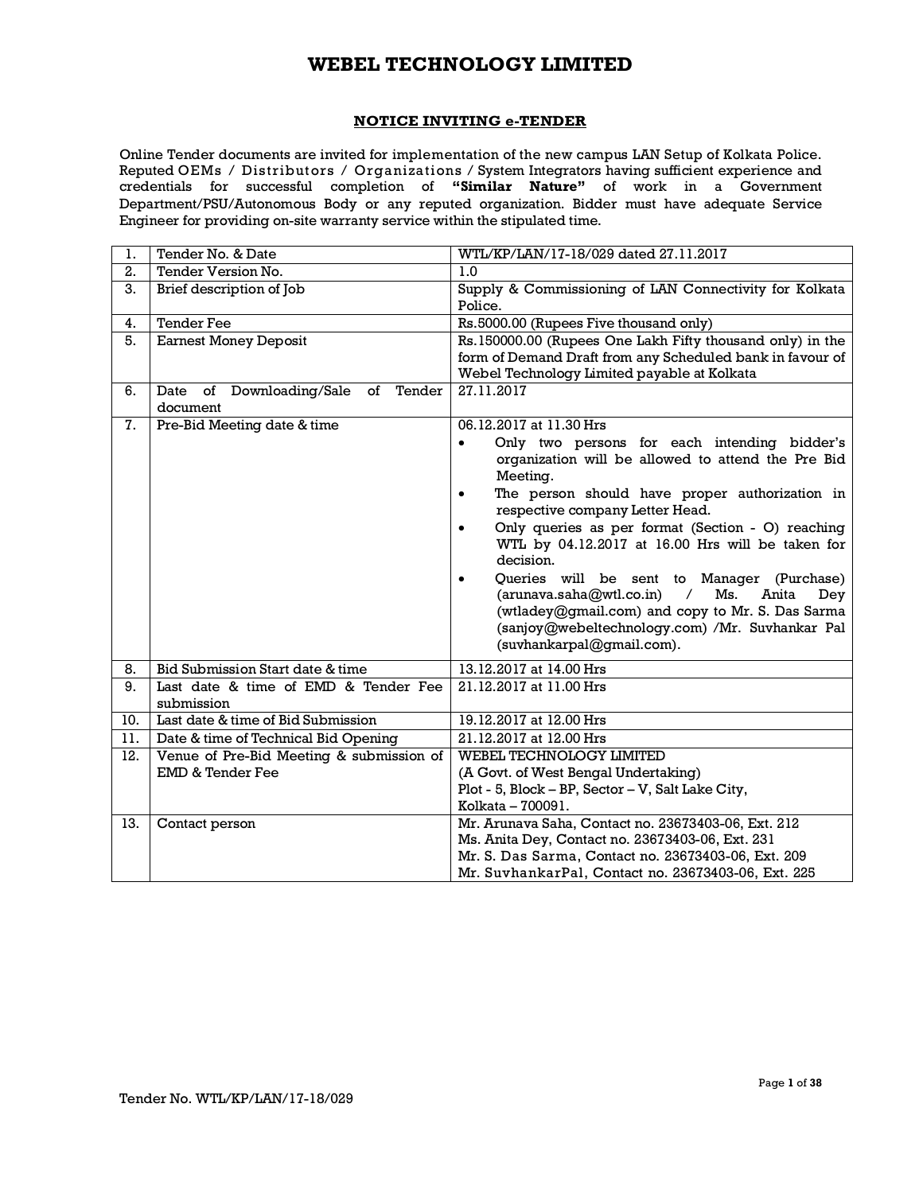# WEBEL TECHNOLOGY LIMITED

## NOTICE INVITING e-TENDER

Online Tender documents are invited for implementation of the new campus LAN Setup of Kolkata Police. Reputed OEMs / Distributors / Organizations / System Integrators having sufficient experience and credentials for successful completion of **"Similar Nature"** of work in a Government Department/PSU/Autonomous Body or any reputed organization. Bidder must have adequate Service Engineer for providing on-site warranty service within the stipulated time.

| | | |
|---|---|---|
| 1. | Tender No. & Date | WTL/KP/LAN/17-18/029 dated 27.11.2017 |
| 2. | Tender Version No. | 1.0 |
| 3. | Brief description of Job | Supply & Commissioning of LAN Connectivity for Kolkata Police. |
| 4. | Tender Fee | Rs.5000.00 (Rupees Five thousand only) |
| 5. | Earnest Money Deposit | Rs.150000.00 (Rupees One Lakh Fifty thousand only) in the form of Demand Draft from any Scheduled bank in favour of Webel Technology Limited payable at Kolkata |
| 6. | Date of Downloading/Sale of Tender document | 27.11.2017 |
| 7. | Pre-Bid Meeting date & time | 06.12.2017 at 11.30 Hrs<br>• Only two persons for each intending bidder's organization will be allowed to attend the Pre Bid Meeting.<br>• The person should have proper authorization in respective company Letter Head.<br>• Only queries as per format (Section - O) reaching WTL by 04.12.2017 at 16.00 Hrs will be taken for decision.<br>• Queries will be sent to Manager (Purchase) (arunava.saha@wtl.co.in) / Ms. Anita Dey (wtladey@gmail.com) and copy to Mr. S. Das Sarma (sanjoy@webeltechnology.com) /Mr. Suvhankar Pal (suvhankarpal@gmail.com). |
| 8. | Bid Submission Start date & time | 13.12.2017 at 14.00 Hrs |
| 9. | Last date & time of EMD & Tender Fee submission | 21.12.2017 at 11.00 Hrs |
| 10. | Last date & time of Bid Submission | 19.12.2017 at 12.00 Hrs |
| 11. | Date & time of Technical Bid Opening | 21.12.2017 at 12.00 Hrs |
| 12. | Venue of Pre-Bid Meeting & submission of EMD & Tender Fee | WEBEL TECHNOLOGY LIMITED<br>(A Govt. of West Bengal Undertaking)<br>Plot - 5, Block – BP, Sector – V, Salt Lake City,<br>Kolkata – 700091. |
| 13. | Contact person | Mr. Arunava Saha, Contact no. 23673403-06, Ext. 212<br>Ms. Anita Dey, Contact no. 23673403-06, Ext. 231<br>Mr. S. Das Sarma, Contact no. 23673403-06, Ext. 209<br>Mr. SuvhankarPal, Contact no. 23673403-06, Ext. 225 |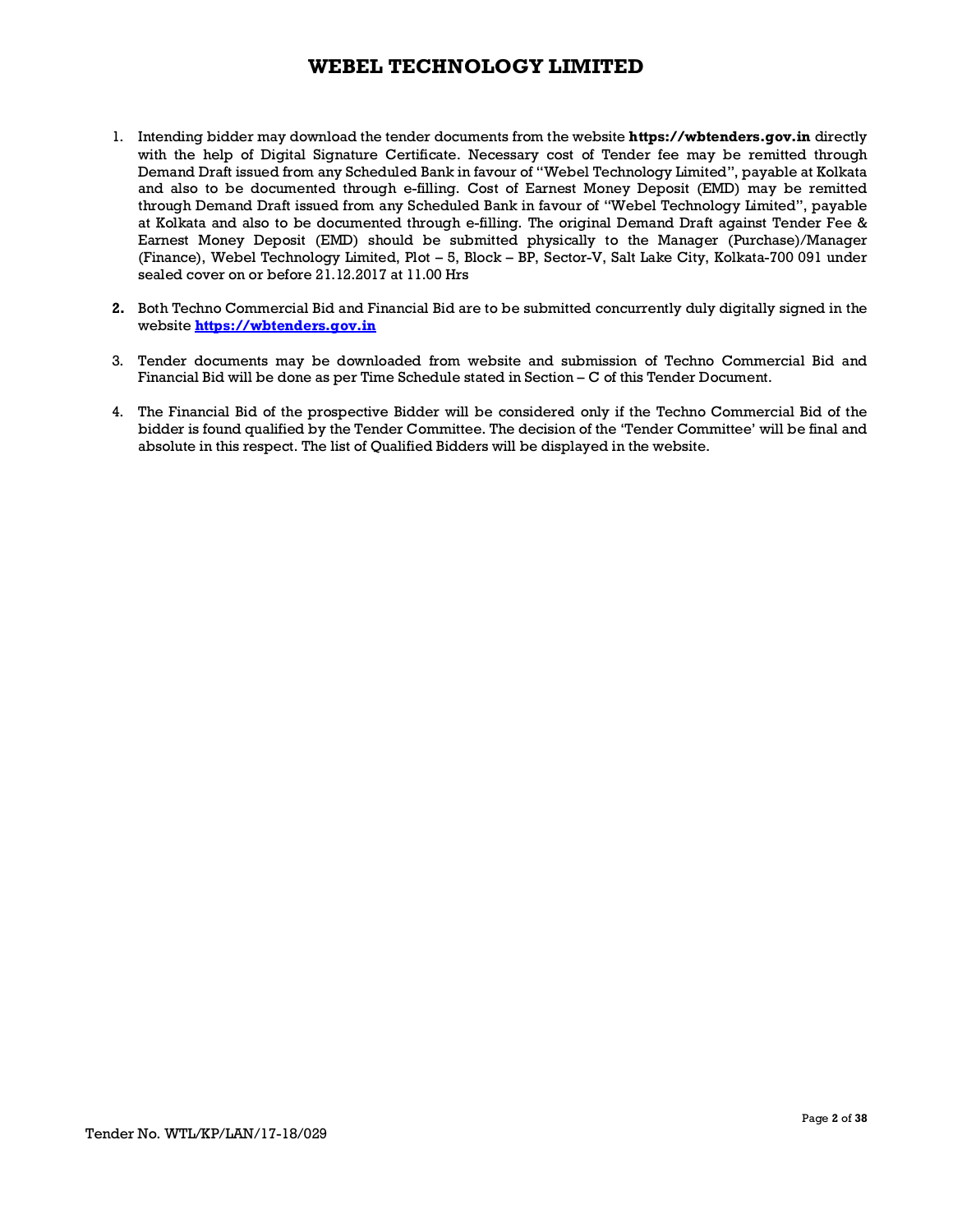1. Intending bidder may download the tender documents from the website **https://wbtenders.gov.in** directly with the help of Digital Signature Certificate. Necessary cost of Tender fee may be remitted through Demand Draft issued from any Scheduled Bank in favour of "Webel Technology Limited", payable at Kolkata and also to be documented through e-filling. Cost of Earnest Money Deposit (EMD) may be remitted through Demand Draft issued from any Scheduled Bank in favour of "Webel Technology Limited", payable at Kolkata and also to be documented through e-filling. The original Demand Draft against Tender Fee & Earnest Money Deposit (EMD) should be submitted physically to the Manager (Purchase)/Manager (Finance), Webel Technology Limited, Plot – 5, Block – BP, Sector-V, Salt Lake City, Kolkata-700 091 under sealed cover on or before 21.12.2017 at 11.00 Hrs

2. Both Techno Commercial Bid and Financial Bid are to be submitted concurrently duly digitally signed in the website **https://wbtenders.gov.in**

3. Tender documents may be downloaded from website and submission of Techno Commercial Bid and Financial Bid will be done as per Time Schedule stated in Section – C of this Tender Document.

4. The Financial Bid of the prospective Bidder will be considered only if the Techno Commercial Bid of the bidder is found qualified by the Tender Committee. The decision of the 'Tender Committee' will be final and absolute in this respect. The list of Qualified Bidders will be displayed in the website.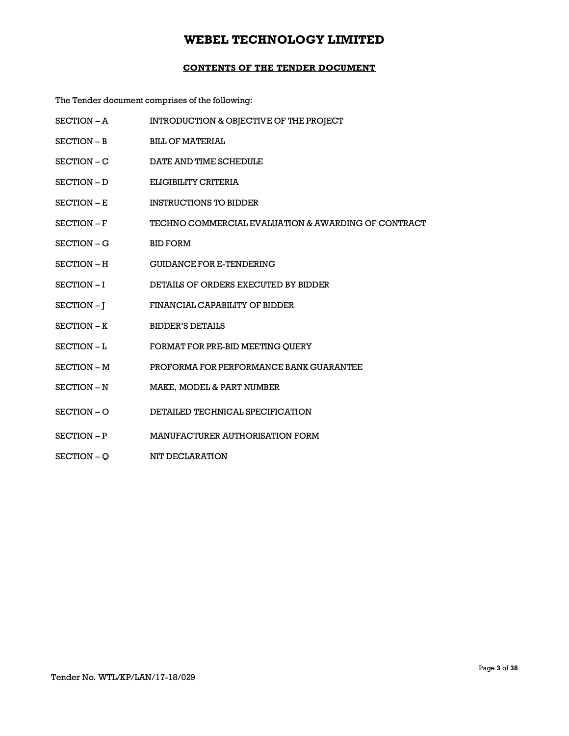# WEBEL TECHNOLOGY LIMITED

## CONTENTS OF THE TENDER DOCUMENT

The Tender document comprises of the following:

| | |
|---|---|
| SECTION – A | INTRODUCTION & OBJECTIVE OF THE PROJECT |
| SECTION – B | BILL OF MATERIAL |
| SECTION – C | DATE AND TIME SCHEDULE |
| SECTION – D | ELIGIBILITY CRITERIA |
| SECTION – E | INSTRUCTIONS TO BIDDER |
| SECTION – F | TECHNO COMMERCIAL EVALUATION & AWARDING OF CONTRACT |
| SECTION – G | BID FORM |
| SECTION – H | GUIDANCE FOR E-TENDERING |
| SECTION – I | DETAILS OF ORDERS EXECUTED BY BIDDER |
| SECTION – J | FINANCIAL CAPABILITY OF BIDDER |
| SECTION – K | BIDDER'S DETAILS |
| SECTION – L | FORMAT FOR PRE-BID MEETING QUERY |
| SECTION – M | PROFORMA FOR PERFORMANCE BANK GUARANTEE |
| SECTION – N | MAKE, MODEL & PART NUMBER |
| SECTION – O | DETAILED TECHNICAL SPECIFICATION |
| SECTION – P | MANUFACTURER AUTHORISATION FORM |
| SECTION – Q | NIT DECLARATION |

Tender No. WTL/KP/LAN/17-18/029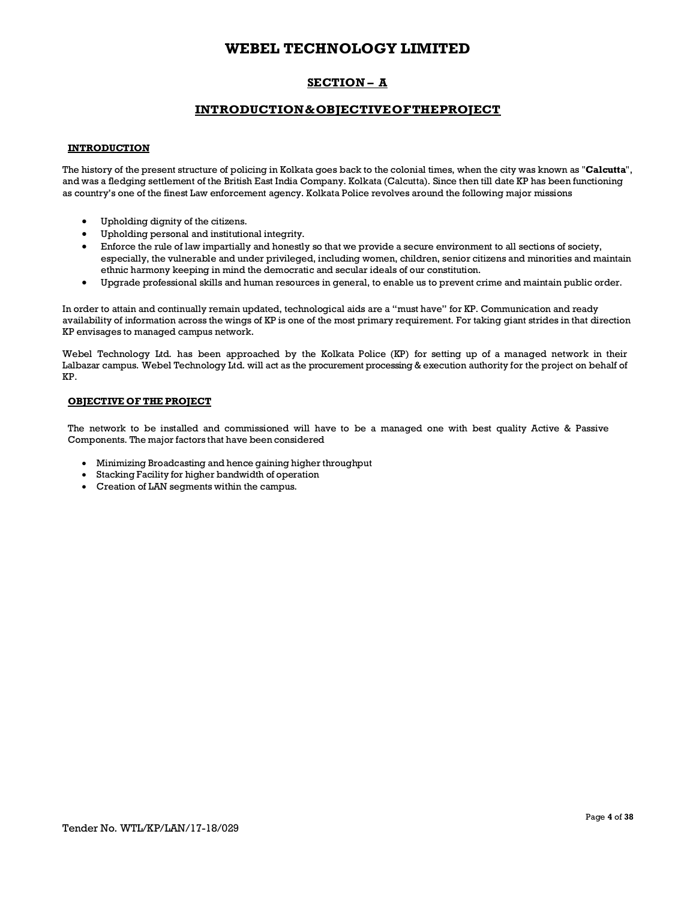# WEBEL TECHNOLOGY LIMITED

## SECTION – A

## INTRODUCTION&OBJECTIVEOFTHEPROJECT

### INTRODUCTION

The history of the present structure of policing in Kolkata goes back to the colonial times, when the city was known as "**Calcutta**", and was a fledging settlement of the British East India Company. Kolkata (Calcutta). Since then till date KP has been functioning as country's one of the finest Law enforcement agency. Kolkata Police revolves around the following major missions

- Upholding dignity of the citizens.
- Upholding personal and institutional integrity.
- Enforce the rule of law impartially and honestly so that we provide a secure environment to all sections of society, especially, the vulnerable and under privileged, including women, children, senior citizens and minorities and maintain ethnic harmony keeping in mind the democratic and secular ideals of our constitution.
- Upgrade professional skills and human resources in general, to enable us to prevent crime and maintain public order.

In order to attain and continually remain updated, technological aids are a "must have" for KP. Communication and ready availability of information across the wings of KP is one of the most primary requirement. For taking giant strides in that direction KP envisages to managed campus network.

Webel Technology Ltd. has been approached by the Kolkata Police (KP) for setting up of a managed network in their Lalbazar campus. Webel Technology Ltd. will act as the procurement processing & execution authority for the project on behalf of KP.

### OBJECTIVE OF THE PROJECT

The network to be installed and commissioned will have to be a managed one with best quality Active & Passive Components. The major factors that have been considered

- Minimizing Broadcasting and hence gaining higher throughput
- Stacking Facility for higher bandwidth of operation
- Creation of LAN segments within the campus.

Tender No. WTL/KP/LAN/17-18/029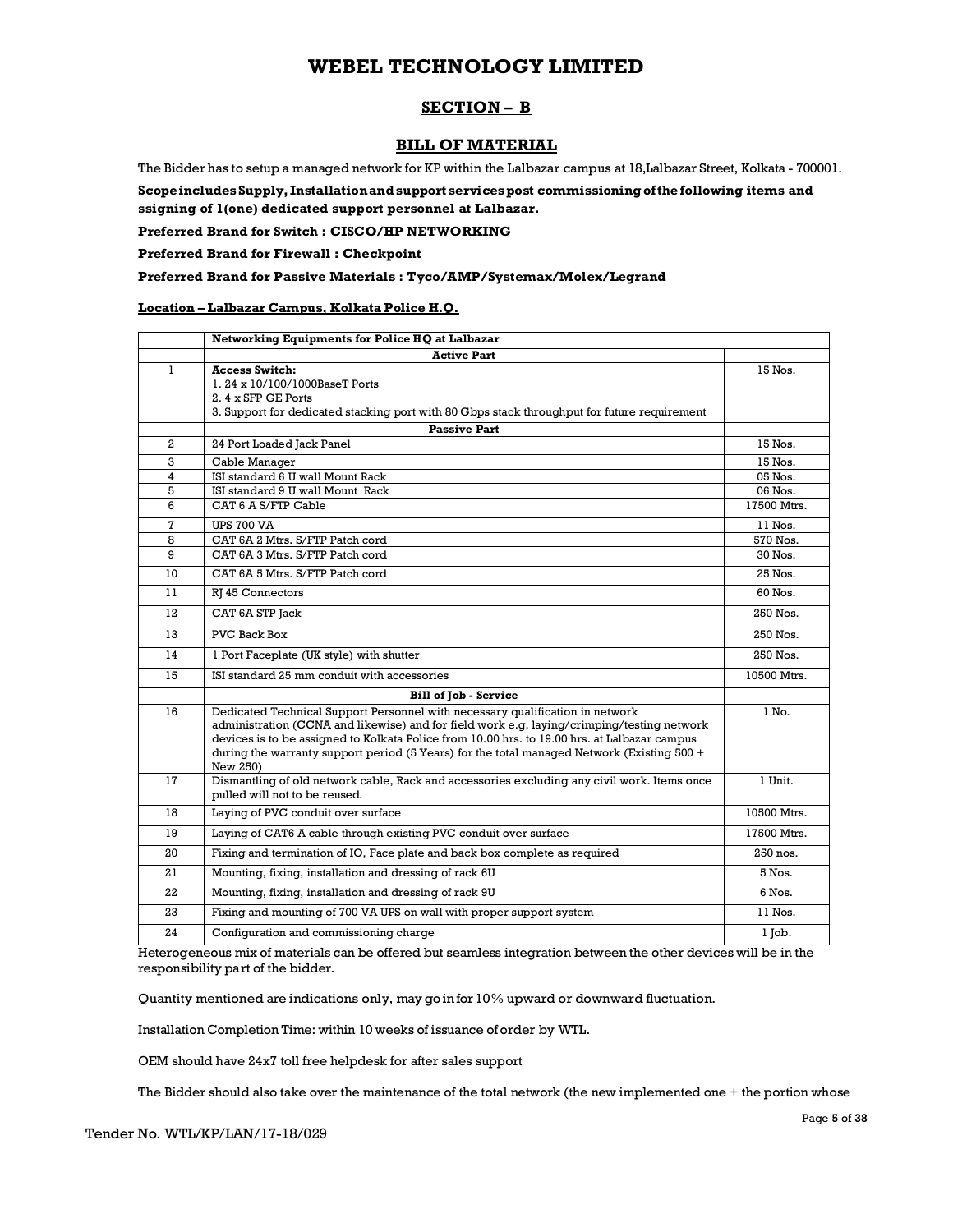# WEBEL TECHNOLOGY LIMITED

## SECTION – B

## BILL OF MATERIAL

The Bidder has to setup a managed network for KP within the Lalbazar campus at 18,Lalbazar Street, Kolkata - 700001.

**Scope includes Supply, Installation and support services post commissioning of the following items and ssigning of 1(one) dedicated support personnel at Lalbazar.**

**Preferred Brand for Switch : CISCO/HP NETWORKING**

**Preferred Brand for Firewall : Checkpoint**

**Preferred Brand for Passive Materials : Tyco/AMP/Systemax/Molex/Legrand**

**Location – Lalbazar Campus, Kolkata Police H.Q.**

| | **Networking Equipments for Police HQ at Lalbazar** | |
|---|---|---|
| | **Active Part** | |
| 1 | **Access Switch:**<br>1. 24 x 10/100/1000BaseT Ports<br>2. 4 x SFP GE Ports<br>3. Support for dedicated stacking port with 80 Gbps stack throughput for future requirement | 15 Nos. |
| | **Passive Part** | |
| 2 | 24 Port Loaded Jack Panel | 15 Nos. |
| 3 | Cable Manager | 15 Nos. |
| 4 | ISI standard 6 U wall Mount Rack | 05 Nos. |
| 5 | ISI standard 9 U wall Mount Rack | 06 Nos. |
| 6 | CAT 6 A S/FTP Cable | 17500 Mtrs. |
| 7 | UPS 700 VA | 11 Nos. |
| 8 | CAT 6A 2 Mtrs. S/FTP Patch cord | 570 Nos. |
| 9 | CAT 6A 3 Mtrs. S/FTP Patch cord | 30 Nos. |
| 10 | CAT 6A 5 Mtrs. S/FTP Patch cord | 25 Nos. |
| 11 | RJ 45 Connectors | 60 Nos. |
| 12 | CAT 6A STP Jack | 250 Nos. |
| 13 | PVC Back Box | 250 Nos. |
| 14 | 1 Port Faceplate (UK style) with shutter | 250 Nos. |
| 15 | ISI standard 25 mm conduit with accessories | 10500 Mtrs. |
| | **Bill of Job - Service** | |
| 16 | Dedicated Technical Support Personnel with necessary qualification in network administration (CCNA and likewise) and for field work e.g. laying/crimping/testing network devices is to be assigned to Kolkata Police from 10.00 hrs. to 19.00 hrs. at Lalbazar campus during the warranty support period (5 Years) for the total managed Network (Existing 500 + New 250) | 1 No. |
| 17 | Dismantling of old network cable, Rack and accessories excluding any civil work. Items once pulled will not to be reused. | 1 Unit. |
| 18 | Laying of PVC conduit over surface | 10500 Mtrs. |
| 19 | Laying of CAT6 A cable through existing PVC conduit over surface | 17500 Mtrs. |
| 20 | Fixing and termination of IO, Face plate and back box complete as required | 250 nos. |
| 21 | Mounting, fixing, installation and dressing of rack 6U | 5 Nos. |
| 22 | Mounting, fixing, installation and dressing of rack 9U | 6 Nos. |
| 23 | Fixing and mounting of 700 VA UPS on wall with proper support system | 11 Nos. |
| 24 | Configuration and commissioning charge | 1 Job. |

Heterogeneous mix of materials can be offered but seamless integration between the other devices will be in the responsibility part of the bidder.

Quantity mentioned are indications only, may go in for 10% upward or downward fluctuation.

Installation Completion Time: within 10 weeks of issuance of order by WTL.

OEM should have 24x7 toll free helpdesk for after sales support

The Bidder should also take over the maintenance of the total network (the new implemented one + the portion whose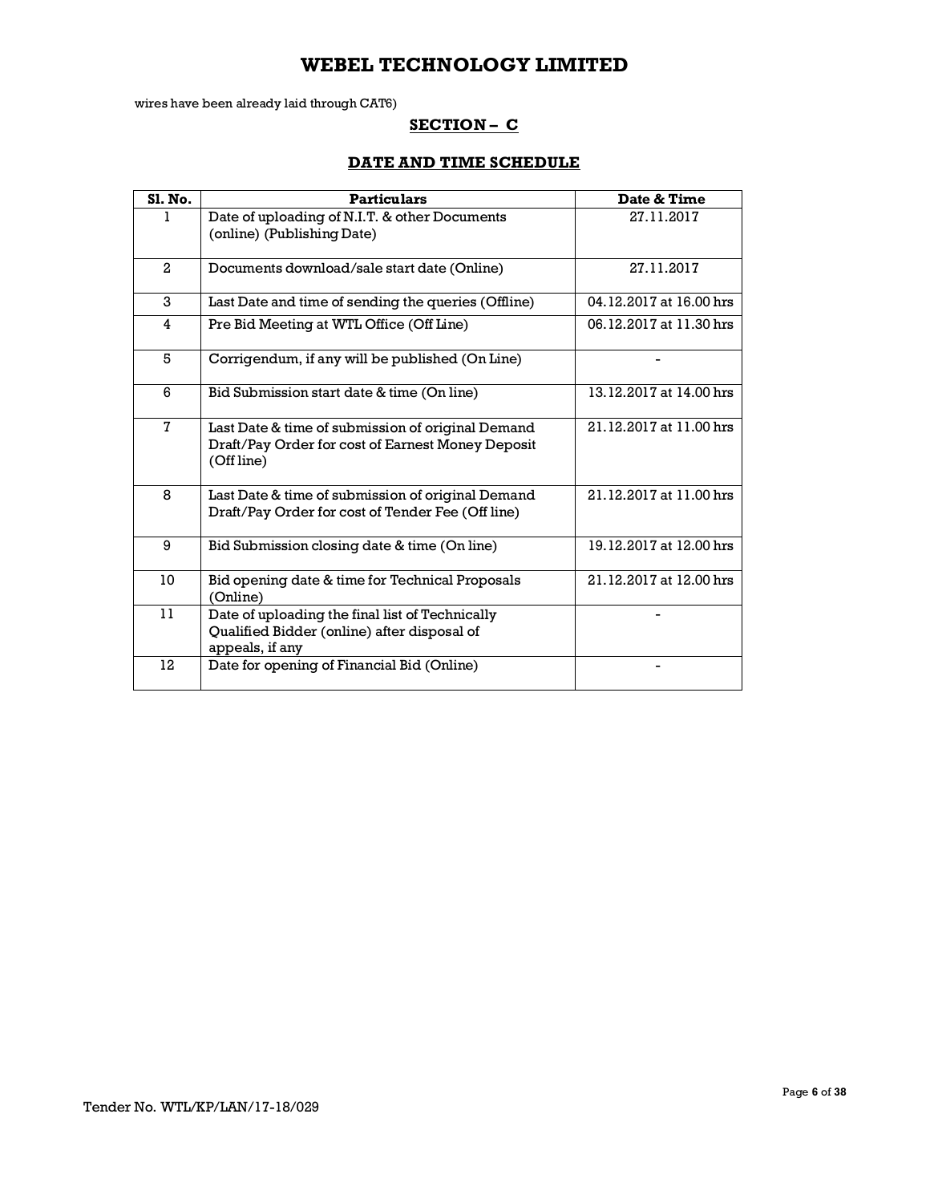wires have been already laid through CAT6)

## SECTION – C

## DATE AND TIME SCHEDULE

| Sl. No. | Particulars | Date & Time |
|---|---|---|
| 1 | Date of uploading of N.I.T. & other Documents (online) (Publishing Date) | 27.11.2017 |
| 2 | Documents download/sale start date (Online) | 27.11.2017 |
| 3 | Last Date and time of sending the queries (Offline) | 04.12.2017 at 16.00 hrs |
| 4 | Pre Bid Meeting at WTL Office (Off Line) | 06.12.2017 at 11.30 hrs |
| 5 | Corrigendum, if any will be published (On Line) | - |
| 6 | Bid Submission start date & time (On line) | 13.12.2017 at 14.00 hrs |
| 7 | Last Date & time of submission of original Demand Draft/Pay Order for cost of Earnest Money Deposit (Off line) | 21.12.2017 at 11.00 hrs |
| 8 | Last Date & time of submission of original Demand Draft/Pay Order for cost of Tender Fee (Off line) | 21.12.2017 at 11.00 hrs |
| 9 | Bid Submission closing date & time (On line) | 19.12.2017 at 12.00 hrs |
| 10 | Bid opening date & time for Technical Proposals (Online) | 21.12.2017 at 12.00 hrs |
| 11 | Date of uploading the final list of Technically Qualified Bidder (online) after disposal of appeals, if any | - |
| 12 | Date for opening of Financial Bid (Online) | - |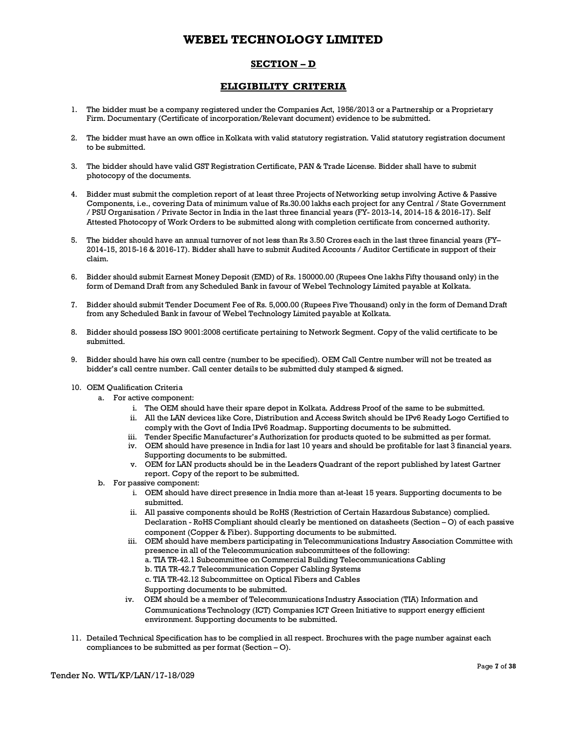# WEBEL TECHNOLOGY LIMITED

## SECTION – D

## ELIGIBILITY CRITERIA

1. The bidder must be a company registered under the Companies Act, 1956/2013 or a Partnership or a Proprietary Firm. Documentary (Certificate of incorporation/Relevant document) evidence to be submitted.

2. The bidder must have an own office in Kolkata with valid statutory registration. Valid statutory registration document to be submitted.

3. The bidder should have valid GST Registration Certificate, PAN & Trade License. Bidder shall have to submit photocopy of the documents.

4. Bidder must submit the completion report of at least three Projects of Networking setup involving Active & Passive Components, i.e., covering Data of minimum value of Rs.30.00 lakhs each project for any Central / State Government / PSU Organisation / Private Sector in India in the last three financial years (FY- 2013-14, 2014-15 & 2016-17). Self Attested Photocopy of Work Orders to be submitted along with completion certificate from concerned authority.

5. The bidder should have an annual turnover of not less than Rs 3.50 Crores each in the last three financial years (FY– 2014-15, 2015-16 & 2016-17). Bidder shall have to submit Audited Accounts / Auditor Certificate in support of their claim.

6. Bidder should submit Earnest Money Deposit (EMD) of Rs. 150000.00 (Rupees One lakhs Fifty thousand only) in the form of Demand Draft from any Scheduled Bank in favour of Webel Technology Limited payable at Kolkata.

7. Bidder should submit Tender Document Fee of Rs. 5,000.00 (Rupees Five Thousand) only in the form of Demand Draft from any Scheduled Bank in favour of Webel Technology Limited payable at Kolkata.

8. Bidder should possess ISO 9001:2008 certificate pertaining to Network Segment. Copy of the valid certificate to be submitted.

9. Bidder should have his own call centre (number to be specified). OEM Call Centre number will not be treated as bidder's call centre number. Call center details to be submitted duly stamped & signed.

10. OEM Qualification Criteria
    a. For active component:
        i. The OEM should have their spare depot in Kolkata. Address Proof of the same to be submitted.
        ii. All the LAN devices like Core, Distribution and Access Switch should be IPv6 Ready Logo Certified to comply with the Govt of India IPv6 Roadmap. Supporting documents to be submitted.
        iii. Tender Specific Manufacturer's Authorization for products quoted to be submitted as per format.
        iv. OEM should have presence in India for last 10 years and should be profitable for last 3 financial years. Supporting documents to be submitted.
        v. OEM for LAN products should be in the Leaders Quadrant of the report published by latest Gartner report. Copy of the report to be submitted.
    b. For passive component:
        i. OEM should have direct presence in India more than at-least 15 years. Supporting documents to be submitted.
        ii. All passive components should be RoHS (Restriction of Certain Hazardous Substance) complied. Declaration - RoHS Compliant should clearly be mentioned on datasheets (Section – O) of each passive component (Copper & Fiber). Supporting documents to be submitted.
        iii. OEM should have members participating in Telecommunications Industry Association Committee with presence in all of the Telecommunication subcommittees of the following:
            a. TIA TR-42.1 Subcommittee on Commercial Building Telecommunications Cabling
            b. TIA TR-42.7 Telecommunication Copper Cabling Systems
            c. TIA TR-42.12 Subcommittee on Optical Fibers and Cables
            Supporting documents to be submitted.
        iv. OEM should be a member of Telecommunications Industry Association (TIA) Information and Communications Technology (ICT) Companies ICT Green Initiative to support energy efficient environment. Supporting documents to be submitted.

11. Detailed Technical Specification has to be complied in all respect. Brochures with the page number against each compliances to be submitted as per format (Section – O).

Tender No. WTL/KP/LAN/17-18/029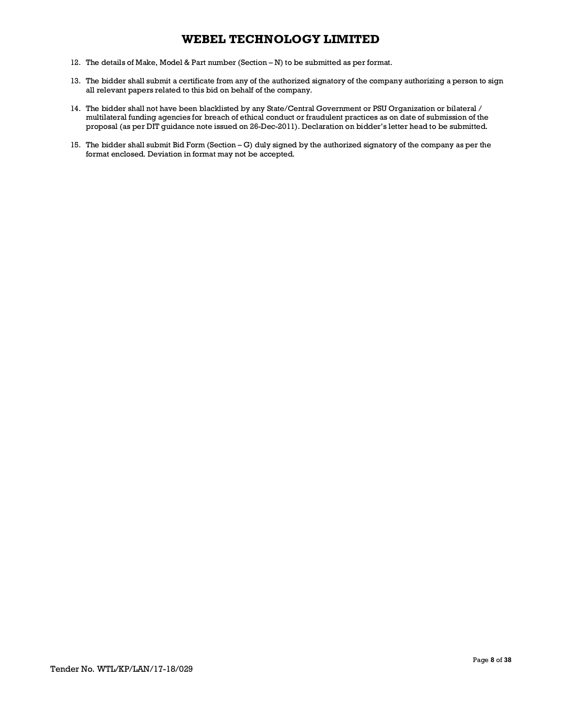12. The details of Make, Model & Part number (Section – N) to be submitted as per format.

13. The bidder shall submit a certificate from any of the authorized signatory of the company authorizing a person to sign all relevant papers related to this bid on behalf of the company.

14. The bidder shall not have been blacklisted by any State/Central Government or PSU Organization or bilateral / multilateral funding agencies for breach of ethical conduct or fraudulent practices as on date of submission of the proposal (as per DIT guidance note issued on 26-Dec-2011). Declaration on bidder's letter head to be submitted.

15. The bidder shall submit Bid Form (Section – G) duly signed by the authorized signatory of the company as per the format enclosed. Deviation in format may not be accepted.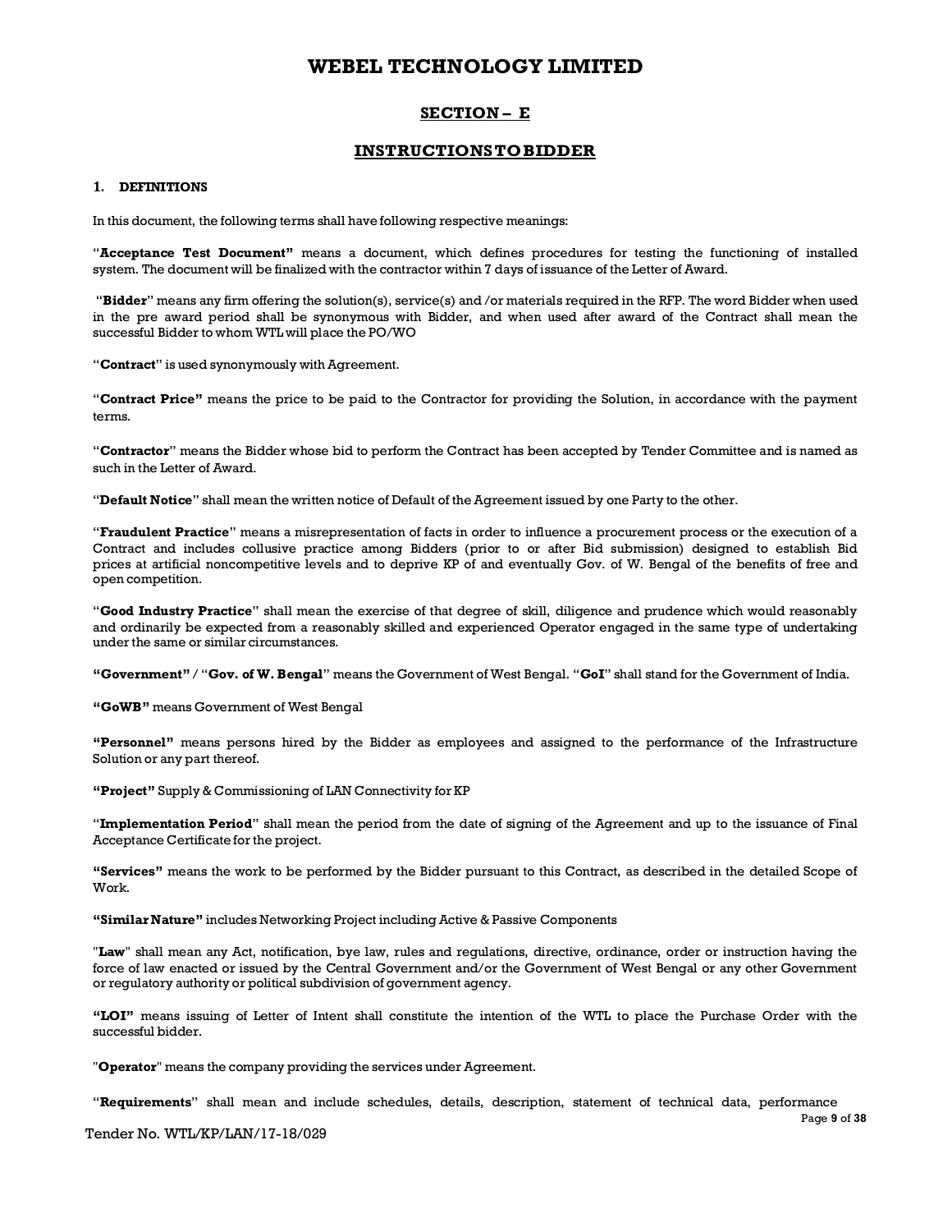# WEBEL TECHNOLOGY LIMITED

## SECTION – E

## INSTRUCTIONS TO BIDDER

### 1. DEFINITIONS

In this document, the following terms shall have following respective meanings:

"**Acceptance Test Document"** means a document, which defines procedures for testing the functioning of installed system. The document will be finalized with the contractor within 7 days of issuance of the Letter of Award.

"**Bidder**" means any firm offering the solution(s), service(s) and /or materials required in the RFP. The word Bidder when used in the pre award period shall be synonymous with Bidder, and when used after award of the Contract shall mean the successful Bidder to whom WTL will place the PO/WO

"**Contract**" is used synonymously with Agreement.

"**Contract Price"** means the price to be paid to the Contractor for providing the Solution, in accordance with the payment terms.

"**Contractor**" means the Bidder whose bid to perform the Contract has been accepted by Tender Committee and is named as such in the Letter of Award.

"**Default Notice**" shall mean the written notice of Default of the Agreement issued by one Party to the other.

"**Fraudulent Practice**" means a misrepresentation of facts in order to influence a procurement process or the execution of a Contract and includes collusive practice among Bidders (prior to or after Bid submission) designed to establish Bid prices at artificial noncompetitive levels and to deprive KP of and eventually Gov. of W. Bengal of the benefits of free and open competition.

"**Good Industry Practice**" shall mean the exercise of that degree of skill, diligence and prudence which would reasonably and ordinarily be expected from a reasonably skilled and experienced Operator engaged in the same type of undertaking under the same or similar circumstances.

**"Government"** / "**Gov. of W. Bengal**" means the Government of West Bengal. "**GoI**" shall stand for the Government of India.

**"GoWB"** means Government of West Bengal

**"Personnel"** means persons hired by the Bidder as employees and assigned to the performance of the Infrastructure Solution or any part thereof.

**"Project"** Supply & Commissioning of LAN Connectivity for KP

"**Implementation Period**" shall mean the period from the date of signing of the Agreement and up to the issuance of Final Acceptance Certificate for the project.

**"Services"** means the work to be performed by the Bidder pursuant to this Contract, as described in the detailed Scope of Work.

**"Similar Nature"** includes Networking Project including Active & Passive Components

"**Law**" shall mean any Act, notification, bye law, rules and regulations, directive, ordinance, order or instruction having the force of law enacted or issued by the Central Government and/or the Government of West Bengal or any other Government or regulatory authority or political subdivision of government agency.

**"LOI"** means issuing of Letter of Intent shall constitute the intention of the WTL to place the Purchase Order with the successful bidder.

"**Operator**" means the company providing the services under Agreement.

"**Requirements**" shall mean and include schedules, details, description, statement of technical data, performance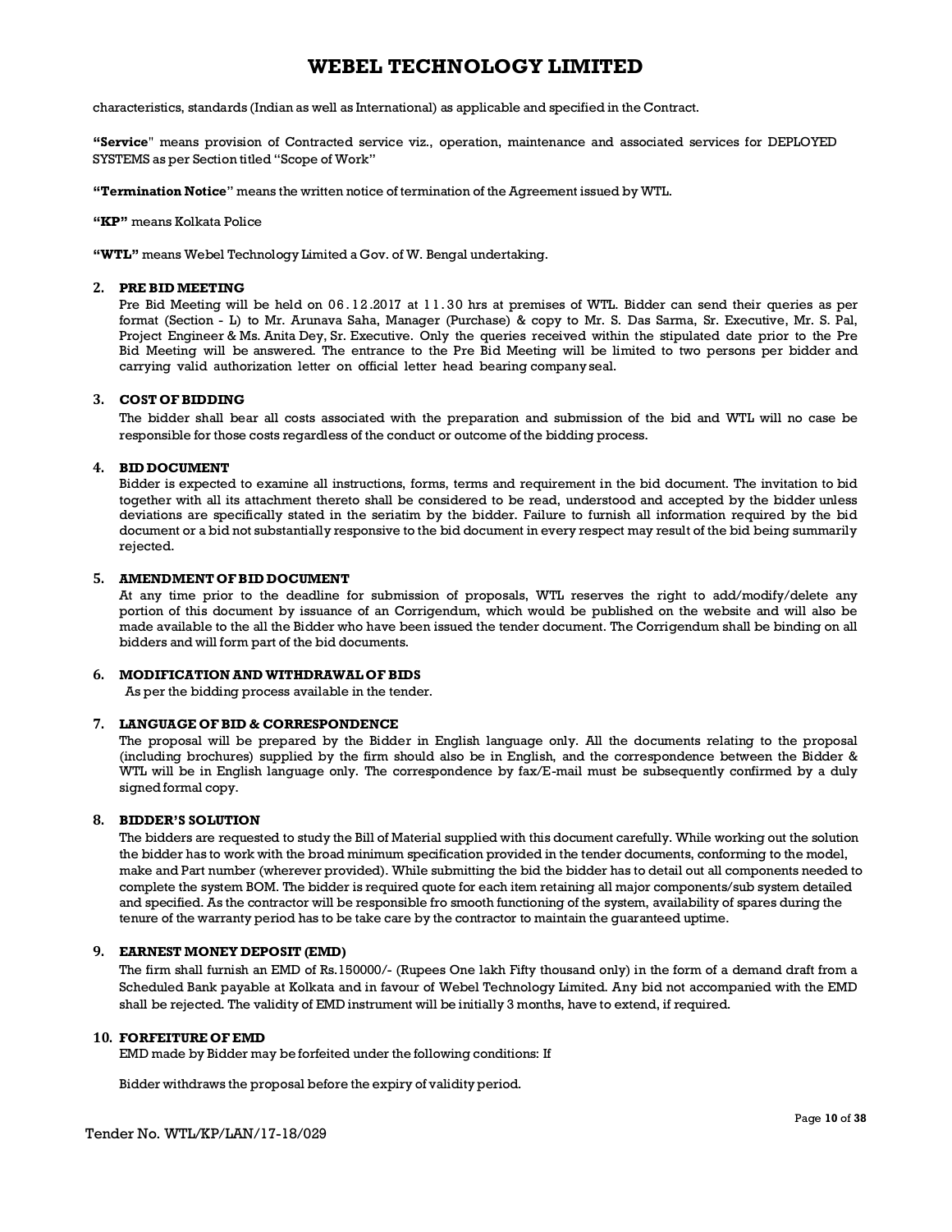characteristics, standards (Indian as well as International) as applicable and specified in the Contract.

**"Service"** means provision of Contracted service viz., operation, maintenance and associated services for DEPLOYED SYSTEMS as per Section titled "Scope of Work"

**"Termination Notice"** means the written notice of termination of the Agreement issued by WTL.

**"KP"** means Kolkata Police

**"WTL"** means Webel Technology Limited a Gov. of W. Bengal undertaking.

## 2. PRE BID MEETING

Pre Bid Meeting will be held on 06.12.2017 at 11.30 hrs at premises of WTL. Bidder can send their queries as per format (Section - L) to Mr. Arunava Saha, Manager (Purchase) & copy to Mr. S. Das Sarma, Sr. Executive, Mr. S. Pal, Project Engineer & Ms. Anita Dey, Sr. Executive. Only the queries received within the stipulated date prior to the Pre Bid Meeting will be answered. The entrance to the Pre Bid Meeting will be limited to two persons per bidder and carrying valid authorization letter on official letter head bearing company seal.

## 3. COST OF BIDDING

The bidder shall bear all costs associated with the preparation and submission of the bid and WTL will no case be responsible for those costs regardless of the conduct or outcome of the bidding process.

## 4. BID DOCUMENT

Bidder is expected to examine all instructions, forms, terms and requirement in the bid document. The invitation to bid together with all its attachment thereto shall be considered to be read, understood and accepted by the bidder unless deviations are specifically stated in the seriatim by the bidder. Failure to furnish all information required by the bid document or a bid not substantially responsive to the bid document in every respect may result of the bid being summarily rejected.

## 5. AMENDMENT OF BID DOCUMENT

At any time prior to the deadline for submission of proposals, WTL reserves the right to add/modify/delete any portion of this document by issuance of an Corrigendum, which would be published on the website and will also be made available to the all the Bidder who have been issued the tender document. The Corrigendum shall be binding on all bidders and will form part of the bid documents.

## 6. MODIFICATION AND WITHDRAWAL OF BIDS

As per the bidding process available in the tender.

## 7. LANGUAGE OF BID & CORRESPONDENCE

The proposal will be prepared by the Bidder in English language only. All the documents relating to the proposal (including brochures) supplied by the firm should also be in English, and the correspondence between the Bidder & WTL will be in English language only. The correspondence by fax/E-mail must be subsequently confirmed by a duly signed formal copy.

## 8. BIDDER'S SOLUTION

The bidders are requested to study the Bill of Material supplied with this document carefully. While working out the solution the bidder has to work with the broad minimum specification provided in the tender documents, conforming to the model, make and Part number (wherever provided). While submitting the bid the bidder has to detail out all components needed to complete the system BOM. The bidder is required quote for each item retaining all major components/sub system detailed and specified. As the contractor will be responsible fro smooth functioning of the system, availability of spares during the tenure of the warranty period has to be take care by the contractor to maintain the guaranteed uptime.

## 9. EARNEST MONEY DEPOSIT (EMD)

The firm shall furnish an EMD of Rs.150000/- (Rupees One lakh Fifty thousand only) in the form of a demand draft from a Scheduled Bank payable at Kolkata and in favour of Webel Technology Limited. Any bid not accompanied with the EMD shall be rejected. The validity of EMD instrument will be initially 3 months, have to extend, if required.

## 10. FORFEITURE OF EMD

EMD made by Bidder may be forfeited under the following conditions: If

Bidder withdraws the proposal before the expiry of validity period.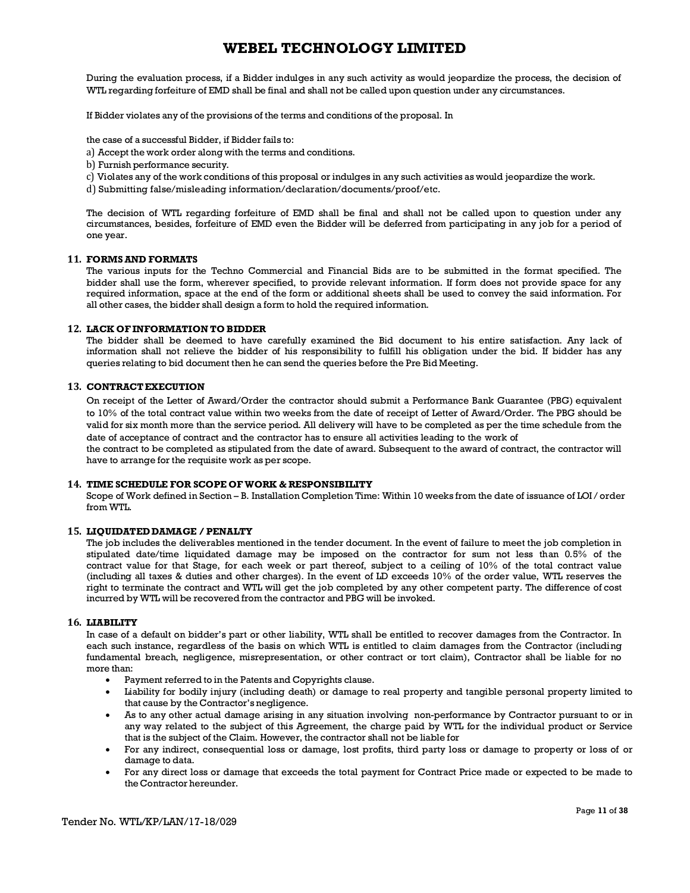During the evaluation process, if a Bidder indulges in any such activity as would jeopardize the process, the decision of WTL regarding forfeiture of EMD shall be final and shall not be called upon question under any circumstances.

If Bidder violates any of the provisions of the terms and conditions of the proposal. In

the case of a successful Bidder, if Bidder fails to:

a) Accept the work order along with the terms and conditions.
b) Furnish performance security.
c) Violates any of the work conditions of this proposal or indulges in any such activities as would jeopardize the work.
d) Submitting false/misleading information/declaration/documents/proof/etc.

The decision of WTL regarding forfeiture of EMD shall be final and shall not be called upon to question under any circumstances, besides, forfeiture of EMD even the Bidder will be deferred from participating in any job for a period of one year.

## 11. FORMS AND FORMATS

The various inputs for the Techno Commercial and Financial Bids are to be submitted in the format specified. The bidder shall use the form, wherever specified, to provide relevant information. If form does not provide space for any required information, space at the end of the form or additional sheets shall be used to convey the said information. For all other cases, the bidder shall design a form to hold the required information.

## 12. LACK OF INFORMATION TO BIDDER

The bidder shall be deemed to have carefully examined the Bid document to his entire satisfaction. Any lack of information shall not relieve the bidder of his responsibility to fulfill his obligation under the bid. If bidder has any queries relating to bid document then he can send the queries before the Pre Bid Meeting.

## 13. CONTRACT EXECUTION

On receipt of the Letter of Award/Order the contractor should submit a Performance Bank Guarantee (PBG) equivalent to 10% of the total contract value within two weeks from the date of receipt of Letter of Award/Order. The PBG should be valid for six month more than the service period. All delivery will have to be completed as per the time schedule from the date of acceptance of contract and the contractor has to ensure all activities leading to the work of the contract to be completed as stipulated from the date of award. Subsequent to the award of contract, the contractor will have to arrange for the requisite work as per scope.

## 14. TIME SCHEDULE FOR SCOPE OF WORK & RESPONSIBILITY

Scope of Work defined in Section – B. Installation Completion Time: Within 10 weeks from the date of issuance of LOI / order from WTL.

## 15. LIQUIDATED DAMAGE / PENALTY

The job includes the deliverables mentioned in the tender document. In the event of failure to meet the job completion in stipulated date/time liquidated damage may be imposed on the contractor for sum not less than 0.5% of the contract value for that Stage, for each week or part thereof, subject to a ceiling of 10% of the total contract value (including all taxes & duties and other charges). In the event of LD exceeds 10% of the order value, WTL reserves the right to terminate the contract and WTL will get the job completed by any other competent party. The difference of cost incurred by WTL will be recovered from the contractor and PBG will be invoked.

## 16. LIABILITY

In case of a default on bidder's part or other liability, WTL shall be entitled to recover damages from the Contractor. In each such instance, regardless of the basis on which WTL is entitled to claim damages from the Contractor (including fundamental breach, negligence, misrepresentation, or other contract or tort claim), Contractor shall be liable for no more than:

- Payment referred to in the Patents and Copyrights clause.
- Liability for bodily injury (including death) or damage to real property and tangible personal property limited to that cause by the Contractor's negligence.
- As to any other actual damage arising in any situation involving non-performance by Contractor pursuant to or in any way related to the subject of this Agreement, the charge paid by WTL for the individual product or Service that is the subject of the Claim. However, the contractor shall not be liable for
- For any indirect, consequential loss or damage, lost profits, third party loss or damage to property or loss of or damage to data.
- For any direct loss or damage that exceeds the total payment for Contract Price made or expected to be made to the Contractor hereunder.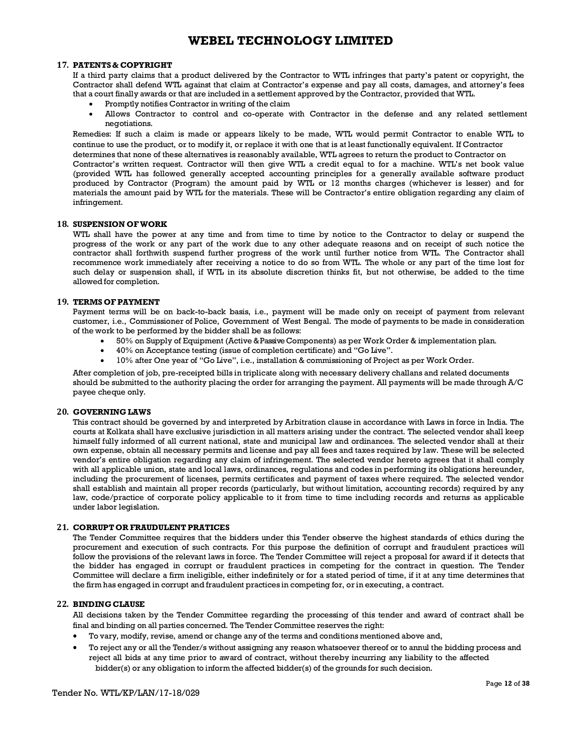### 17. PATENTS & COPYRIGHT

If a third party claims that a product delivered by the Contractor to WTL infringes that party's patent or copyright, the Contractor shall defend WTL against that claim at Contractor's expense and pay all costs, damages, and attorney's fees that a court finally awards or that are included in a settlement approved by the Contractor, provided that WTL.

- Promptly notifies Contractor in writing of the claim
- Allows Contractor to control and co-operate with Contractor in the defense and any related settlement negotiations.

Remedies: If such a claim is made or appears likely to be made, WTL would permit Contractor to enable WTL to continue to use the product, or to modify it, or replace it with one that is at least functionally equivalent. If Contractor determines that none of these alternatives is reasonably available, WTL agrees to return the product to Contractor on Contractor's written request. Contractor will then give WTL a credit equal to for a machine. WTL's net book value (provided WTL has followed generally accepted accounting principles for a generally available software product produced by Contractor (Program) the amount paid by WTL or 12 months charges (whichever is lesser) and for materials the amount paid by WTL for the materials. These will be Contractor's entire obligation regarding any claim of infringement.

### 18. SUSPENSION OF WORK

WTL shall have the power at any time and from time to time by notice to the Contractor to delay or suspend the progress of the work or any part of the work due to any other adequate reasons and on receipt of such notice the contractor shall forthwith suspend further progress of the work until further notice from WTL. The Contractor shall recommence work immediately after receiving a notice to do so from WTL. The whole or any part of the time lost for such delay or suspension shall, if WTL in its absolute discretion thinks fit, but not otherwise, be added to the time allowed for completion.

### 19. TERMS OF PAYMENT

Payment terms will be on back-to-back basis, i.e., payment will be made only on receipt of payment from relevant customer, i.e., Commissioner of Police, Government of West Bengal. The mode of payments to be made in consideration of the work to be performed by the bidder shall be as follows:

- 50% on Supply of Equipment (Active & Passive Components) as per Work Order & implementation plan.
- 40% on Acceptance testing (issue of completion certificate) and "Go Live".
- 10% after One year of "Go Live", i.e., installation & commissioning of Project as per Work Order.

After completion of job, pre-receipted bills in triplicate along with necessary delivery challans and related documents should be submitted to the authority placing the order for arranging the payment. All payments will be made through A/C payee cheque only.

### 20. GOVERNING LAWS

This contract should be governed by and interpreted by Arbitration clause in accordance with Laws in force in India. The courts at Kolkata shall have exclusive jurisdiction in all matters arising under the contract. The selected vendor shall keep himself fully informed of all current national, state and municipal law and ordinances. The selected vendor shall at their own expense, obtain all necessary permits and license and pay all fees and taxes required by law. These will be selected vendor's entire obligation regarding any claim of infringement. The selected vendor hereto agrees that it shall comply with all applicable union, state and local laws, ordinances, regulations and codes in performing its obligations hereunder, including the procurement of licenses, permits certificates and payment of taxes where required. The selected vendor shall establish and maintain all proper records (particularly, but without limitation, accounting records) required by any law, code/practice of corporate policy applicable to it from time to time including records and returns as applicable under labor legislation.

### 21. CORRUPT OR FRAUDULENT PRATICES

The Tender Committee requires that the bidders under this Tender observe the highest standards of ethics during the procurement and execution of such contracts. For this purpose the definition of corrupt and fraudulent practices will follow the provisions of the relevant laws in force. The Tender Committee will reject a proposal for award if it detects that the bidder has engaged in corrupt or fraudulent practices in competing for the contract in question. The Tender Committee will declare a firm ineligible, either indefinitely or for a stated period of time, if it at any time determines that the firm has engaged in corrupt and fraudulent practices in competing for, or in executing, a contract.

### 22. BINDING CLAUSE

All decisions taken by the Tender Committee regarding the processing of this tender and award of contract shall be final and binding on all parties concerned. The Tender Committee reserves the right:

- To vary, modify, revise, amend or change any of the terms and conditions mentioned above and,
- To reject any or all the Tender/s without assigning any reason whatsoever thereof or to annul the bidding process and reject all bids at any time prior to award of contract, without thereby incurring any liability to the affected bidder(s) or any obligation to inform the affected bidder(s) of the grounds for such decision.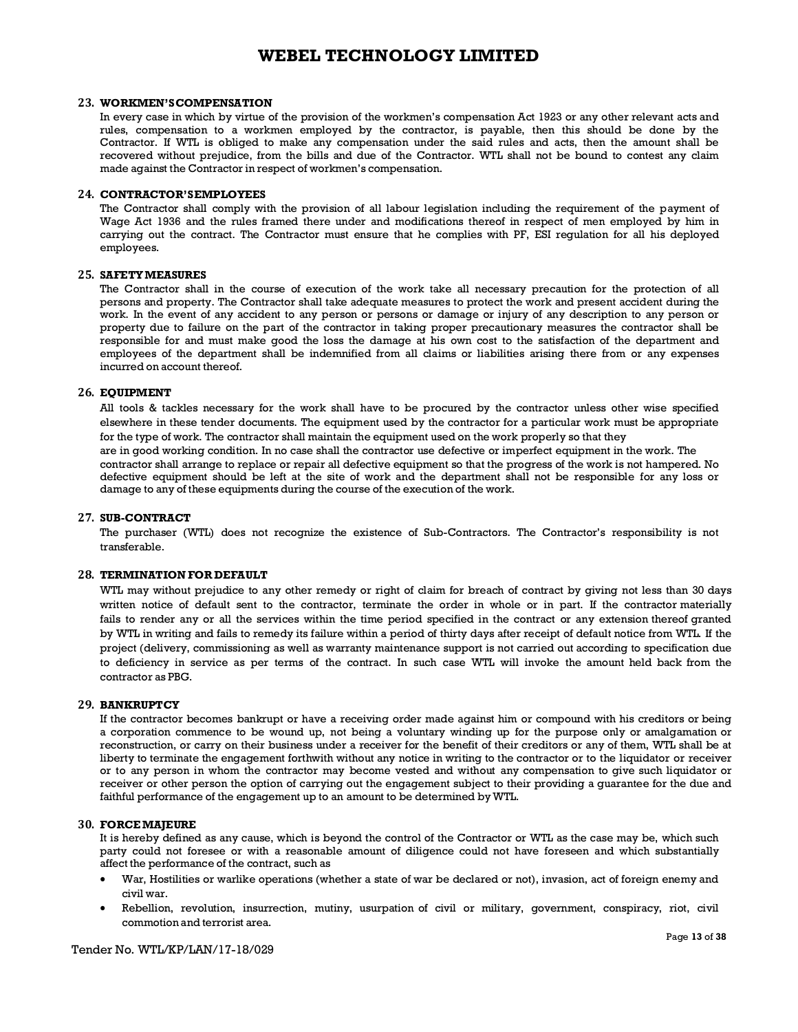### 23. WORKMEN'S COMPENSATION

In every case in which by virtue of the provision of the workmen's compensation Act 1923 or any other relevant acts and rules, compensation to a workmen employed by the contractor, is payable, then this should be done by the Contractor. If WTL is obliged to make any compensation under the said rules and acts, then the amount shall be recovered without prejudice, from the bills and due of the Contractor. WTL shall not be bound to contest any claim made against the Contractor in respect of workmen's compensation.

### 24. CONTRACTOR'S EMPLOYEES

The Contractor shall comply with the provision of all labour legislation including the requirement of the payment of Wage Act 1936 and the rules framed there under and modifications thereof in respect of men employed by him in carrying out the contract. The Contractor must ensure that he complies with PF, ESI regulation for all his deployed employees.

### 25. SAFETY MEASURES

The Contractor shall in the course of execution of the work take all necessary precaution for the protection of all persons and property. The Contractor shall take adequate measures to protect the work and present accident during the work. In the event of any accident to any person or persons or damage or injury of any description to any person or property due to failure on the part of the contractor in taking proper precautionary measures the contractor shall be responsible for and must make good the loss the damage at his own cost to the satisfaction of the department and employees of the department shall be indemnified from all claims or liabilities arising there from or any expenses incurred on account thereof.

### 26. EQUIPMENT

All tools & tackles necessary for the work shall have to be procured by the contractor unless other wise specified elsewhere in these tender documents. The equipment used by the contractor for a particular work must be appropriate for the type of work. The contractor shall maintain the equipment used on the work properly so that they are in good working condition. In no case shall the contractor use defective or imperfect equipment in the work. The contractor shall arrange to replace or repair all defective equipment so that the progress of the work is not hampered. No defective equipment should be left at the site of work and the department shall not be responsible for any loss or damage to any of these equipments during the course of the execution of the work.

### 27. SUB-CONTRACT

The purchaser (WTL) does not recognize the existence of Sub-Contractors. The Contractor's responsibility is not transferable.

### 28. TERMINATION FOR DEFAULT

WTL may without prejudice to any other remedy or right of claim for breach of contract by giving not less than 30 days written notice of default sent to the contractor, terminate the order in whole or in part. If the contractor materially fails to render any or all the services within the time period specified in the contract or any extension thereof granted by WTL in writing and fails to remedy its failure within a period of thirty days after receipt of default notice from WTL. If the project (delivery, commissioning as well as warranty maintenance support is not carried out according to specification due to deficiency in service as per terms of the contract. In such case WTL will invoke the amount held back from the contractor as PBG.

### 29. BANKRUPTCY

If the contractor becomes bankrupt or have a receiving order made against him or compound with his creditors or being a corporation commence to be wound up, not being a voluntary winding up for the purpose only or amalgamation or reconstruction, or carry on their business under a receiver for the benefit of their creditors or any of them, WTL shall be at liberty to terminate the engagement forthwith without any notice in writing to the contractor or to the liquidator or receiver or to any person in whom the contractor may become vested and without any compensation to give such liquidator or receiver or other person the option of carrying out the engagement subject to their providing a guarantee for the due and faithful performance of the engagement up to an amount to be determined by WTL.

### 30. FORCE MAJEURE

It is hereby defined as any cause, which is beyond the control of the Contractor or WTL as the case may be, which such party could not foresee or with a reasonable amount of diligence could not have foreseen and which substantially affect the performance of the contract, such as

- War, Hostilities or warlike operations (whether a state of war be declared or not), invasion, act of foreign enemy and civil war.
- Rebellion, revolution, insurrection, mutiny, usurpation of civil or military, government, conspiracy, riot, civil commotion and terrorist area.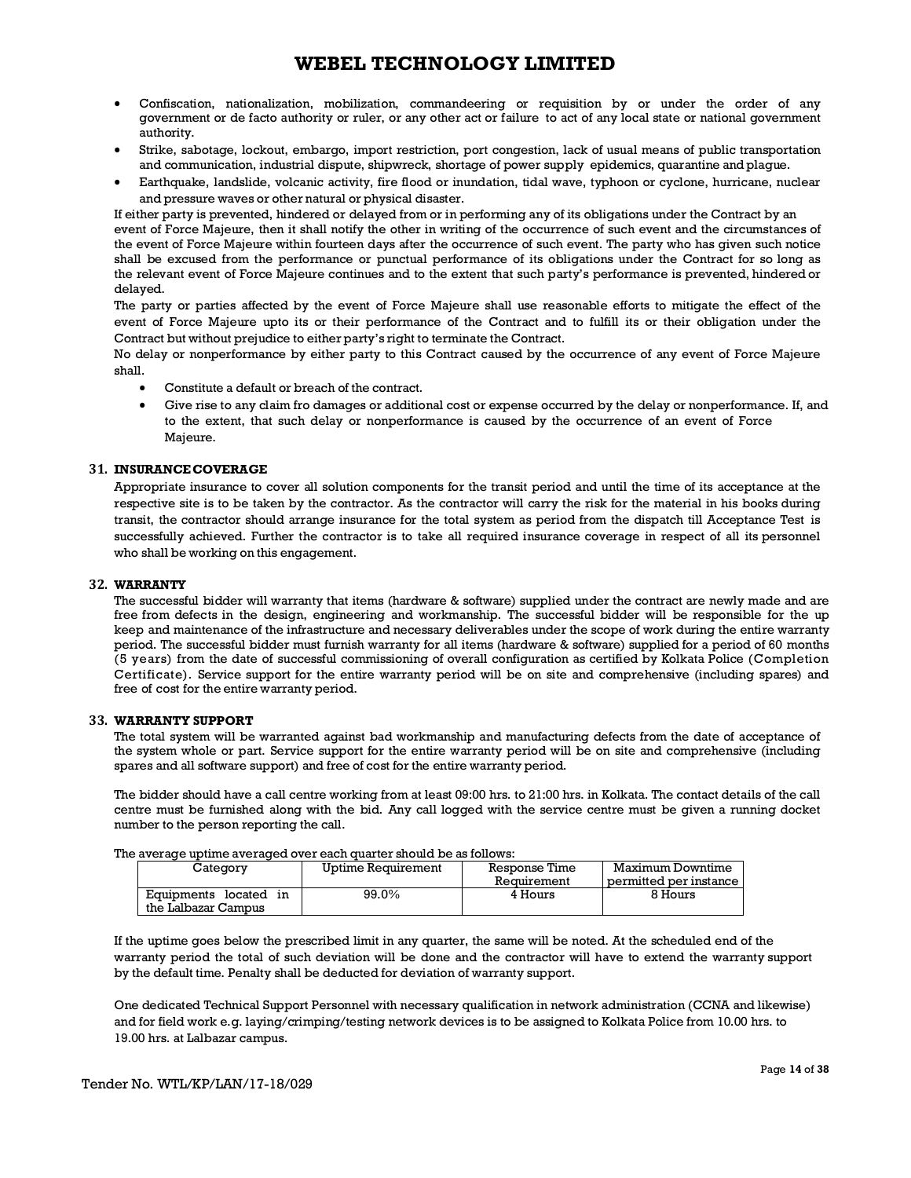- Confiscation, nationalization, mobilization, commandeering or requisition by or under the order of any government or de facto authority or ruler, or any other act or failure to act of any local state or national government authority.
- Strike, sabotage, lockout, embargo, import restriction, port congestion, lack of usual means of public transportation and communication, industrial dispute, shipwreck, shortage of power supply epidemics, quarantine and plague.
- Earthquake, landslide, volcanic activity, fire flood or inundation, tidal wave, typhoon or cyclone, hurricane, nuclear and pressure waves or other natural or physical disaster.

If either party is prevented, hindered or delayed from or in performing any of its obligations under the Contract by an event of Force Majeure, then it shall notify the other in writing of the occurrence of such event and the circumstances of the event of Force Majeure within fourteen days after the occurrence of such event. The party who has given such notice shall be excused from the performance or punctual performance of its obligations under the Contract for so long as the relevant event of Force Majeure continues and to the extent that such party's performance is prevented, hindered or delayed.

The party or parties affected by the event of Force Majeure shall use reasonable efforts to mitigate the effect of the event of Force Majeure upto its or their performance of the Contract and to fulfill its or their obligation under the Contract but without prejudice to either party's right to terminate the Contract.

No delay or nonperformance by either party to this Contract caused by the occurrence of any event of Force Majeure shall.

- Constitute a default or breach of the contract.
- Give rise to any claim fro damages or additional cost or expense occurred by the delay or nonperformance. If, and to the extent, that such delay or nonperformance is caused by the occurrence of an event of Force Majeure.

### 31. INSURANCE COVERAGE

Appropriate insurance to cover all solution components for the transit period and until the time of its acceptance at the respective site is to be taken by the contractor. As the contractor will carry the risk for the material in his books during transit, the contractor should arrange insurance for the total system as period from the dispatch till Acceptance Test is successfully achieved. Further the contractor is to take all required insurance coverage in respect of all its personnel who shall be working on this engagement.

### 32. WARRANTY

The successful bidder will warranty that items (hardware & software) supplied under the contract are newly made and are free from defects in the design, engineering and workmanship. The successful bidder will be responsible for the up keep and maintenance of the infrastructure and necessary deliverables under the scope of work during the entire warranty period. The successful bidder must furnish warranty for all items (hardware & software) supplied for a period of 60 months (5 years) from the date of successful commissioning of overall configuration as certified by Kolkata Police (Completion Certificate). Service support for the entire warranty period will be on site and comprehensive (including spares) and free of cost for the entire warranty period.

### 33. WARRANTY SUPPORT

The total system will be warranted against bad workmanship and manufacturing defects from the date of acceptance of the system whole or part. Service support for the entire warranty period will be on site and comprehensive (including spares and all software support) and free of cost for the entire warranty period.

The bidder should have a call centre working from at least 09:00 hrs. to 21:00 hrs. in Kolkata. The contact details of the call centre must be furnished along with the bid. Any call logged with the service centre must be given a running docket number to the person reporting the call.

The average uptime averaged over each quarter should be as follows:

| Category | Uptime Requirement | Response Time Requirement | Maximum Downtime permitted per instance |
|---|---|---|---|
| Equipments located in the Lalbazar Campus | 99.0% | 4 Hours | 8 Hours |

If the uptime goes below the prescribed limit in any quarter, the same will be noted. At the scheduled end of the warranty period the total of such deviation will be done and the contractor will have to extend the warranty support by the default time. Penalty shall be deducted for deviation of warranty support.

One dedicated Technical Support Personnel with necessary qualification in network administration (CCNA and likewise) and for field work e.g. laying/crimping/testing network devices is to be assigned to Kolkata Police from 10.00 hrs. to 19.00 hrs. at Lalbazar campus.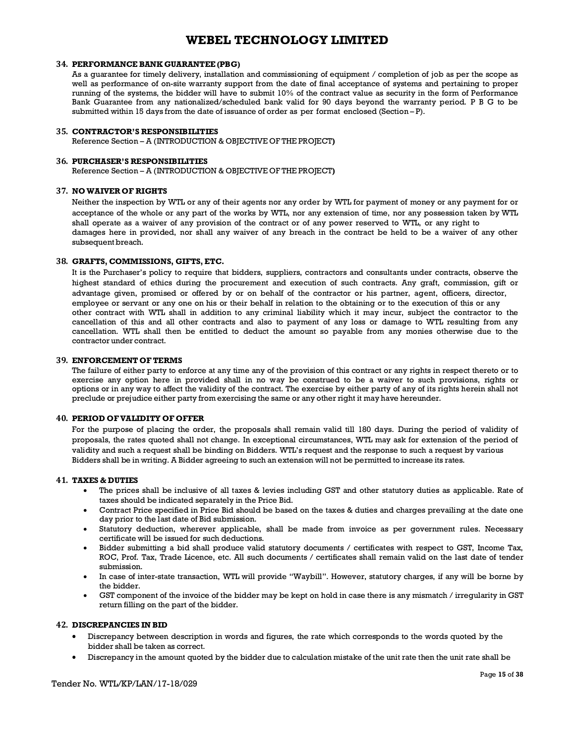### 34. PERFORMANCE BANK GUARANTEE (PBG)

As a guarantee for timely delivery, installation and commissioning of equipment / completion of job as per the scope as well as performance of on-site warranty support from the date of final acceptance of systems and pertaining to proper running of the systems, the bidder will have to submit 10% of the contract value as security in the form of Performance Bank Guarantee from any nationalized/scheduled bank valid for 90 days beyond the warranty period. P B G to be submitted within 15 days from the date of issuance of order as per format enclosed (Section – P).

### 35. CONTRACTOR'S RESPONSIBILITIES

Reference Section – A (INTRODUCTION & OBJECTIVE OF THE PROJECT)

### 36. PURCHASER'S RESPONSIBILITIES

Reference Section – A (INTRODUCTION & OBJECTIVE OF THE PROJECT)

### 37. NO WAIVER OF RIGHTS

Neither the inspection by WTL or any of their agents nor any order by WTL for payment of money or any payment for or acceptance of the whole or any part of the works by WTL, nor any extension of time, nor any possession taken by WTL shall operate as a waiver of any provision of the contract or of any power reserved to WTL, or any right to damages here in provided, nor shall any waiver of any breach in the contract be held to be a waiver of any other subsequent breach.

### 38. GRAFTS, COMMISSIONS, GIFTS, ETC.

It is the Purchaser's policy to require that bidders, suppliers, contractors and consultants under contracts, observe the highest standard of ethics during the procurement and execution of such contracts. Any graft, commission, gift or advantage given, promised or offered by or on behalf of the contractor or his partner, agent, officers, director, employee or servant or any one on his or their behalf in relation to the obtaining or to the execution of this or any other contract with WTL shall in addition to any criminal liability which it may incur, subject the contractor to the cancellation of this and all other contracts and also to payment of any loss or damage to WTL resulting from any cancellation. WTL shall then be entitled to deduct the amount so payable from any monies otherwise due to the contractor under contract.

### 39. ENFORCEMENT OF TERMS

The failure of either party to enforce at any time any of the provision of this contract or any rights in respect thereto or to exercise any option here in provided shall in no way be construed to be a waiver to such provisions, rights or options or in any way to affect the validity of the contract. The exercise by either party of any of its rights herein shall not preclude or prejudice either party from exercising the same or any other right it may have hereunder.

### 40. PERIOD OF VALIDITY OF OFFER

For the purpose of placing the order, the proposals shall remain valid till 180 days. During the period of validity of proposals, the rates quoted shall not change. In exceptional circumstances, WTL may ask for extension of the period of validity and such a request shall be binding on Bidders. WTL's request and the response to such a request by various Bidders shall be in writing. A Bidder agreeing to such an extension will not be permitted to increase its rates.

### 41. TAXES & DUTIES

- The prices shall be inclusive of all taxes & levies including GST and other statutory duties as applicable. Rate of taxes should be indicated separately in the Price Bid.
- Contract Price specified in Price Bid should be based on the taxes & duties and charges prevailing at the date one day prior to the last date of Bid submission.
- Statutory deduction, wherever applicable, shall be made from invoice as per government rules. Necessary certificate will be issued for such deductions.
- Bidder submitting a bid shall produce valid statutory documents / certificates with respect to GST, Income Tax, ROC, Prof. Tax, Trade Licence, etc. All such documents / certificates shall remain valid on the last date of tender submission.
- In case of inter-state transaction, WTL will provide "Waybill". However, statutory charges, if any will be borne by the bidder.
- GST component of the invoice of the bidder may be kept on hold in case there is any mismatch / irregularity in GST return filling on the part of the bidder.

### 42. DISCREPANCIES IN BID

- Discrepancy between description in words and figures, the rate which corresponds to the words quoted by the bidder shall be taken as correct.
- Discrepancy in the amount quoted by the bidder due to calculation mistake of the unit rate then the unit rate shall be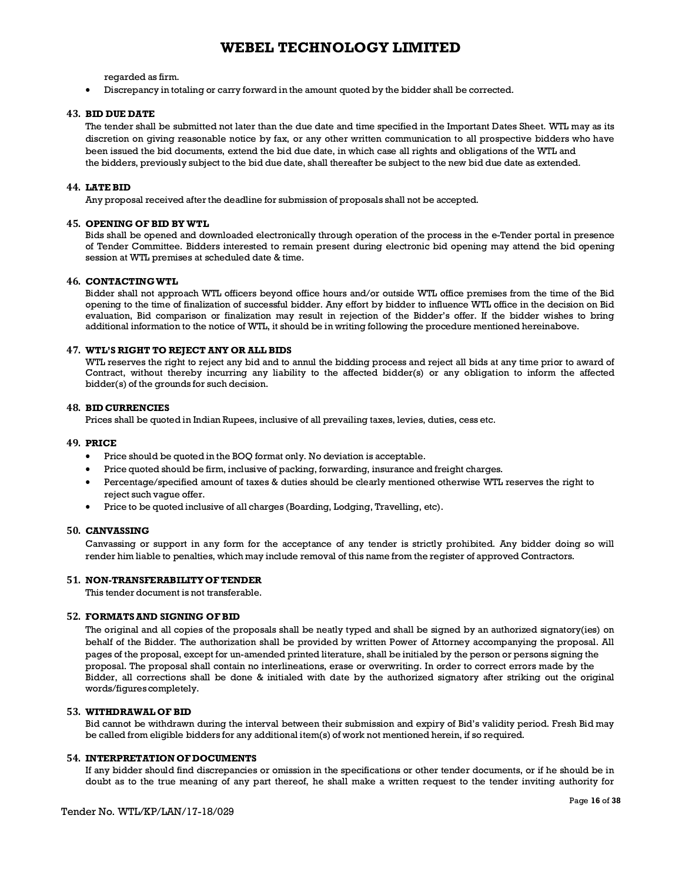regarded as firm.

- Discrepancy in totaling or carry forward in the amount quoted by the bidder shall be corrected.

### 43. BID DUE DATE

The tender shall be submitted not later than the due date and time specified in the Important Dates Sheet. WTL may as its discretion on giving reasonable notice by fax, or any other written communication to all prospective bidders who have been issued the bid documents, extend the bid due date, in which case all rights and obligations of the WTL and the bidders, previously subject to the bid due date, shall thereafter be subject to the new bid due date as extended.

### 44. LATE BID

Any proposal received after the deadline for submission of proposals shall not be accepted.

### 45. OPENING OF BID BY WTL

Bids shall be opened and downloaded electronically through operation of the process in the e-Tender portal in presence of Tender Committee. Bidders interested to remain present during electronic bid opening may attend the bid opening session at WTL premises at scheduled date & time.

### 46. CONTACTING WTL

Bidder shall not approach WTL officers beyond office hours and/or outside WTL office premises from the time of the Bid opening to the time of finalization of successful bidder. Any effort by bidder to influence WTL office in the decision on Bid evaluation, Bid comparison or finalization may result in rejection of the Bidder's offer. If the bidder wishes to bring additional information to the notice of WTL, it should be in writing following the procedure mentioned hereinabove.

### 47. WTL'S RIGHT TO REJECT ANY OR ALL BIDS

WTL reserves the right to reject any bid and to annul the bidding process and reject all bids at any time prior to award of Contract, without thereby incurring any liability to the affected bidder(s) or any obligation to inform the affected bidder(s) of the grounds for such decision.

### 48. BID CURRENCIES

Prices shall be quoted in Indian Rupees, inclusive of all prevailing taxes, levies, duties, cess etc.

### 49. PRICE

- Price should be quoted in the BOQ format only. No deviation is acceptable.
- Price quoted should be firm, inclusive of packing, forwarding, insurance and freight charges.
- Percentage/specified amount of taxes & duties should be clearly mentioned otherwise WTL reserves the right to reject such vague offer.
- Price to be quoted inclusive of all charges (Boarding, Lodging, Travelling, etc).

### 50. CANVASSING

Canvassing or support in any form for the acceptance of any tender is strictly prohibited. Any bidder doing so will render him liable to penalties, which may include removal of this name from the register of approved Contractors.

### 51. NON-TRANSFERABILITY OF TENDER

This tender document is not transferable.

### 52. FORMATS AND SIGNING OF BID

The original and all copies of the proposals shall be neatly typed and shall be signed by an authorized signatory(ies) on behalf of the Bidder. The authorization shall be provided by written Power of Attorney accompanying the proposal. All pages of the proposal, except for un-amended printed literature, shall be initialed by the person or persons signing the proposal. The proposal shall contain no interlineations, erase or overwriting. In order to correct errors made by the Bidder, all corrections shall be done & initialed with date by the authorized signatory after striking out the original words/figures completely.

### 53. WITHDRAWAL OF BID

Bid cannot be withdrawn during the interval between their submission and expiry of Bid's validity period. Fresh Bid may be called from eligible bidders for any additional item(s) of work not mentioned herein, if so required.

### 54. INTERPRETATION OF DOCUMENTS

If any bidder should find discrepancies or omission in the specifications or other tender documents, or if he should be in doubt as to the true meaning of any part thereof, he shall make a written request to the tender inviting authority for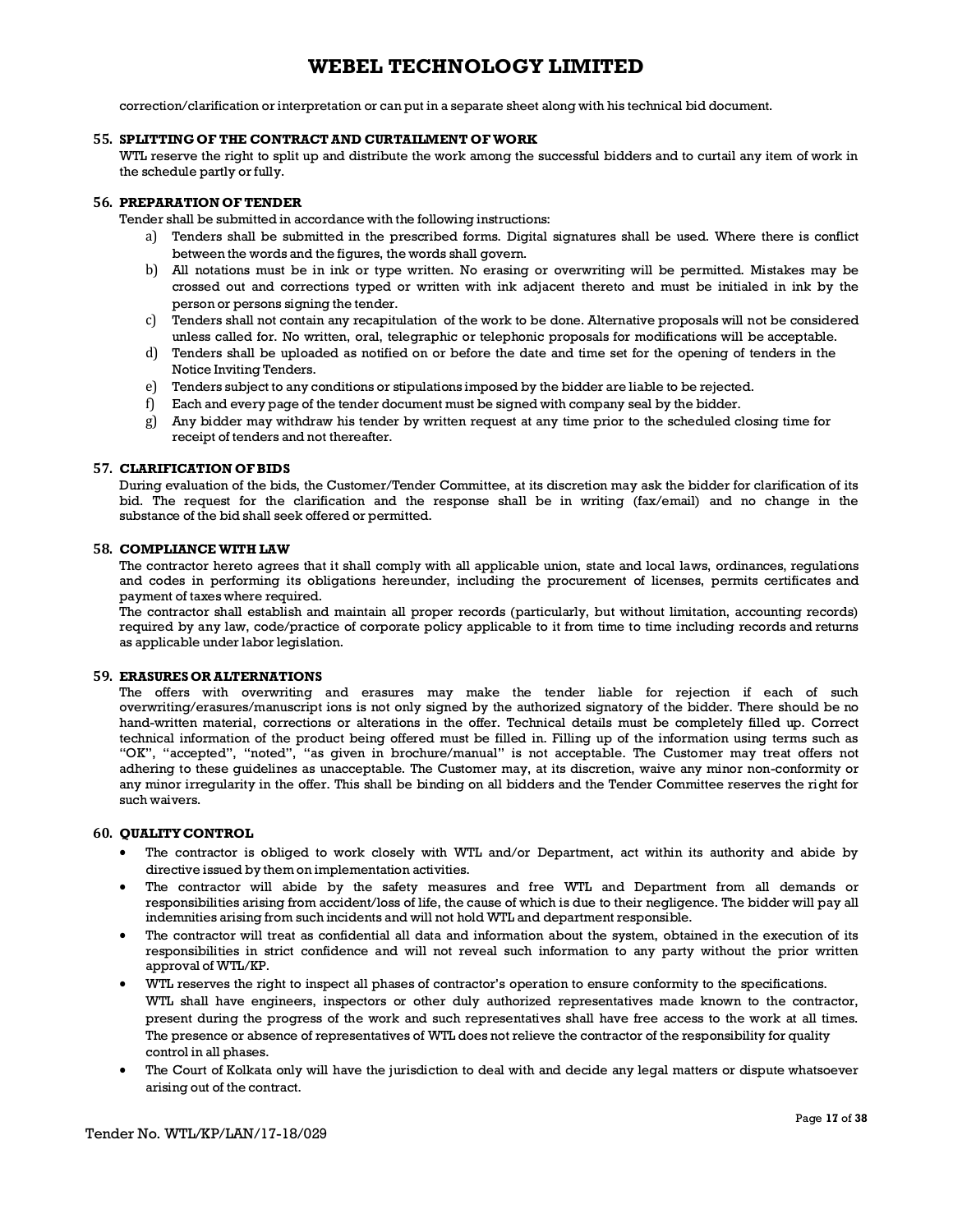correction/clarification or interpretation or can put in a separate sheet along with his technical bid document.

### 55. SPLITTING OF THE CONTRACT AND CURTAILMENT OF WORK

WTL reserve the right to split up and distribute the work among the successful bidders and to curtail any item of work in the schedule partly or fully.

### 56. PREPARATION OF TENDER

Tender shall be submitted in accordance with the following instructions:

a) Tenders shall be submitted in the prescribed forms. Digital signatures shall be used. Where there is conflict between the words and the figures, the words shall govern.
b) All notations must be in ink or type written. No erasing or overwriting will be permitted. Mistakes may be crossed out and corrections typed or written with ink adjacent thereto and must be initialed in ink by the person or persons signing the tender.
c) Tenders shall not contain any recapitulation of the work to be done. Alternative proposals will not be considered unless called for. No written, oral, telegraphic or telephonic proposals for modifications will be acceptable.
d) Tenders shall be uploaded as notified on or before the date and time set for the opening of tenders in the Notice Inviting Tenders.
e) Tenders subject to any conditions or stipulations imposed by the bidder are liable to be rejected.
f) Each and every page of the tender document must be signed with company seal by the bidder.
g) Any bidder may withdraw his tender by written request at any time prior to the scheduled closing time for receipt of tenders and not thereafter.

### 57. CLARIFICATION OF BIDS

During evaluation of the bids, the Customer/Tender Committee, at its discretion may ask the bidder for clarification of its bid. The request for the clarification and the response shall be in writing (fax/email) and no change in the substance of the bid shall seek offered or permitted.

### 58. COMPLIANCE WITH LAW

The contractor hereto agrees that it shall comply with all applicable union, state and local laws, ordinances, regulations and codes in performing its obligations hereunder, including the procurement of licenses, permits certificates and payment of taxes where required.

The contractor shall establish and maintain all proper records (particularly, but without limitation, accounting records) required by any law, code/practice of corporate policy applicable to it from time to time including records and returns as applicable under labor legislation.

### 59. ERASURES OR ALTERNATIONS

The offers with overwriting and erasures may make the tender liable for rejection if each of such overwriting/erasures/manuscript ions is not only signed by the authorized signatory of the bidder. There should be no hand-written material, corrections or alterations in the offer. Technical details must be completely filled up. Correct technical information of the product being offered must be filled in. Filling up of the information using terms such as "OK", "accepted", "noted", "as given in brochure/manual" is not acceptable. The Customer may treat offers not adhering to these guidelines as unacceptable. The Customer may, at its discretion, waive any minor non-conformity or any minor irregularity in the offer. This shall be binding on all bidders and the Tender Committee reserves the right for such waivers.

### 60. QUALITY CONTROL

- The contractor is obliged to work closely with WTL and/or Department, act within its authority and abide by directive issued by them on implementation activities.
- The contractor will abide by the safety measures and free WTL and Department from all demands or responsibilities arising from accident/loss of life, the cause of which is due to their negligence. The bidder will pay all indemnities arising from such incidents and will not hold WTL and department responsible.
- The contractor will treat as confidential all data and information about the system, obtained in the execution of its responsibilities in strict confidence and will not reveal such information to any party without the prior written approval of WTL/KP.
- WTL reserves the right to inspect all phases of contractor's operation to ensure conformity to the specifications.
  WTL shall have engineers, inspectors or other duly authorized representatives made known to the contractor, present during the progress of the work and such representatives shall have free access to the work at all times. The presence or absence of representatives of WTL does not relieve the contractor of the responsibility for quality control in all phases.
- The Court of Kolkata only will have the jurisdiction to deal with and decide any legal matters or dispute whatsoever arising out of the contract.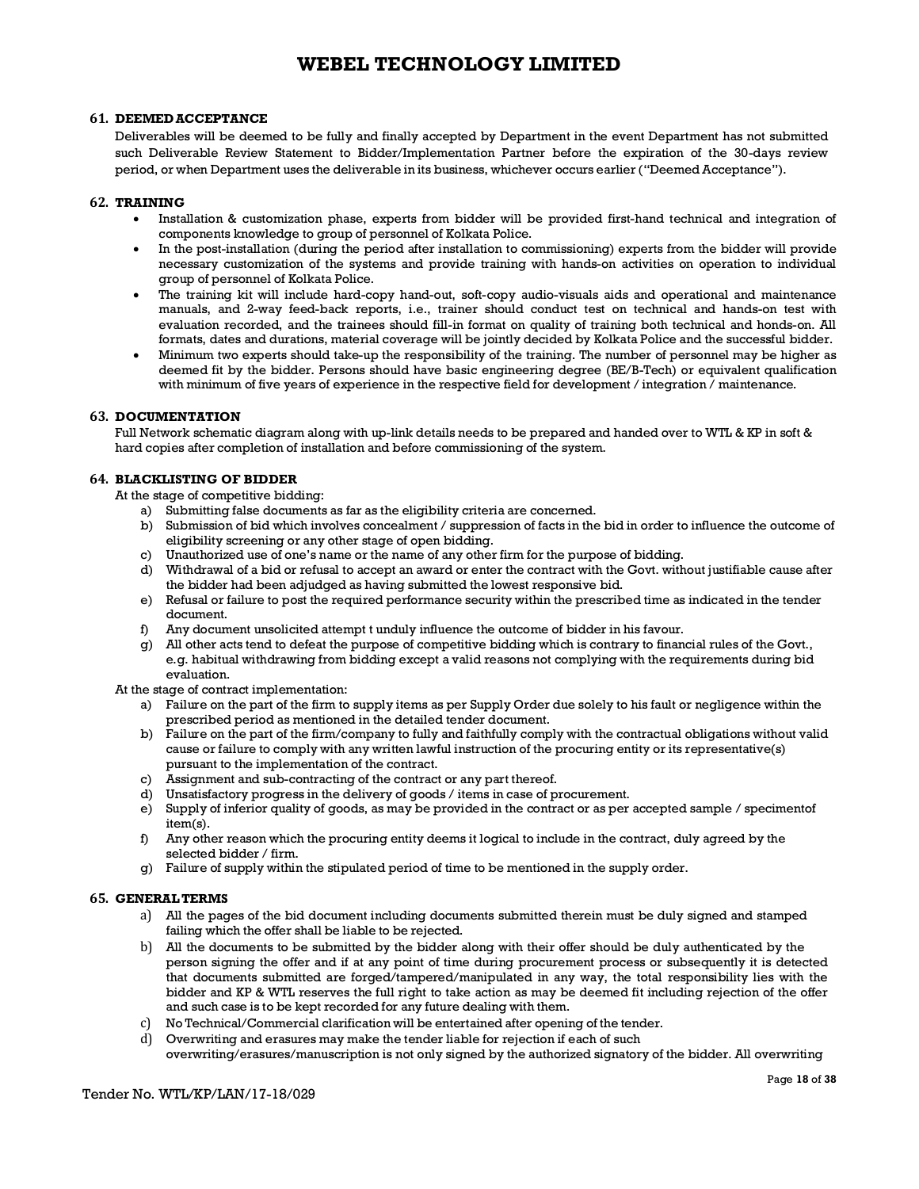## 61. DEEMED ACCEPTANCE

Deliverables will be deemed to be fully and finally accepted by Department in the event Department has not submitted such Deliverable Review Statement to Bidder/Implementation Partner before the expiration of the 30-days review period, or when Department uses the deliverable in its business, whichever occurs earlier ("Deemed Acceptance").

## 62. TRAINING

- Installation & customization phase, experts from bidder will be provided first-hand technical and integration of components knowledge to group of personnel of Kolkata Police.
- In the post-installation (during the period after installation to commissioning) experts from the bidder will provide necessary customization of the systems and provide training with hands-on activities on operation to individual group of personnel of Kolkata Police.
- The training kit will include hard-copy hand-out, soft-copy audio-visuals aids and operational and maintenance manuals, and 2-way feed-back reports, i.e., trainer should conduct test on technical and hands-on test with evaluation recorded, and the trainees should fill-in format on quality of training both technical and honds-on. All formats, dates and durations, material coverage will be jointly decided by Kolkata Police and the successful bidder.
- Minimum two experts should take-up the responsibility of the training. The number of personnel may be higher as deemed fit by the bidder. Persons should have basic engineering degree (BE/B-Tech) or equivalent qualification with minimum of five years of experience in the respective field for development / integration / maintenance.

## 63. DOCUMENTATION

Full Network schematic diagram along with up-link details needs to be prepared and handed over to WTL & KP in soft & hard copies after completion of installation and before commissioning of the system.

## 64. BLACKLISTING OF BIDDER

At the stage of competitive bidding:

a) Submitting false documents as far as the eligibility criteria are concerned.
b) Submission of bid which involves concealment / suppression of facts in the bid in order to influence the outcome of eligibility screening or any other stage of open bidding.
c) Unauthorized use of one's name or the name of any other firm for the purpose of bidding.
d) Withdrawal of a bid or refusal to accept an award or enter the contract with the Govt. without justifiable cause after the bidder had been adjudged as having submitted the lowest responsive bid.
e) Refusal or failure to post the required performance security within the prescribed time as indicated in the tender document.
f) Any document unsolicited attempt t unduly influence the outcome of bidder in his favour.
g) All other acts tend to defeat the purpose of competitive bidding which is contrary to financial rules of the Govt., e.g. habitual withdrawing from bidding except a valid reasons not complying with the requirements during bid evaluation.

At the stage of contract implementation:

a) Failure on the part of the firm to supply items as per Supply Order due solely to his fault or negligence within the prescribed period as mentioned in the detailed tender document.
b) Failure on the part of the firm/company to fully and faithfully comply with the contractual obligations without valid cause or failure to comply with any written lawful instruction of the procuring entity or its representative(s) pursuant to the implementation of the contract.
c) Assignment and sub-contracting of the contract or any part thereof.
d) Unsatisfactory progress in the delivery of goods / items in case of procurement.
e) Supply of inferior quality of goods, as may be provided in the contract or as per accepted sample / specimentof item(s).
f) Any other reason which the procuring entity deems it logical to include in the contract, duly agreed by the selected bidder / firm.
g) Failure of supply within the stipulated period of time to be mentioned in the supply order.

## 65. GENERAL TERMS

a) All the pages of the bid document including documents submitted therein must be duly signed and stamped failing which the offer shall be liable to be rejected.
b) All the documents to be submitted by the bidder along with their offer should be duly authenticated by the person signing the offer and if at any point of time during procurement process or subsequently it is detected that documents submitted are forged/tampered/manipulated in any way, the total responsibility lies with the bidder and KP & WTL reserves the full right to take action as may be deemed fit including rejection of the offer and such case is to be kept recorded for any future dealing with them.
c) No Technical/Commercial clarification will be entertained after opening of the tender.
d) Overwriting and erasures may make the tender liable for rejection if each of such overwriting/erasures/manuscription is not only signed by the authorized signatory of the bidder. All overwriting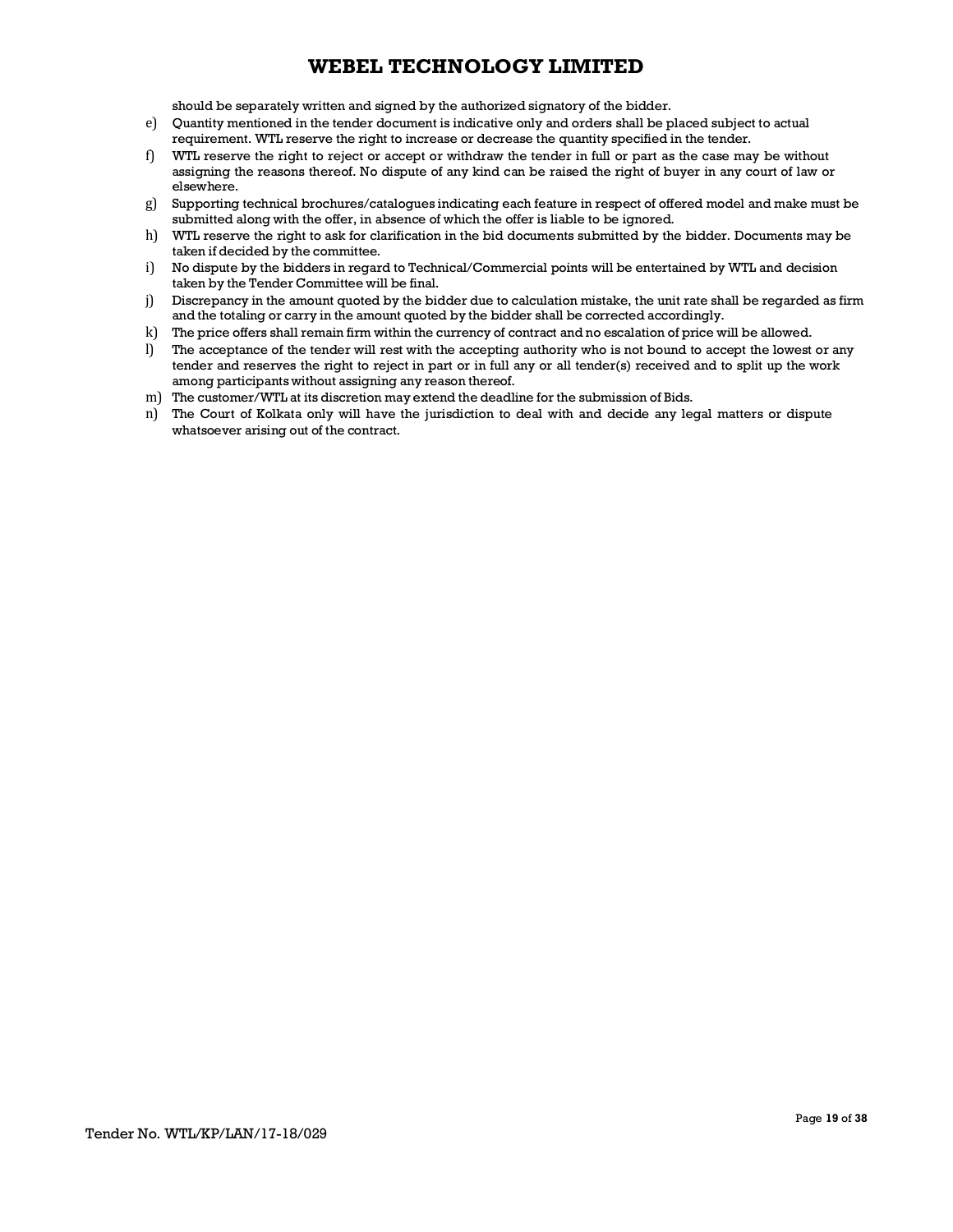should be separately written and signed by the authorized signatory of the bidder.

e) Quantity mentioned in the tender document is indicative only and orders shall be placed subject to actual requirement. WTL reserve the right to increase or decrease the quantity specified in the tender.

f) WTL reserve the right to reject or accept or withdraw the tender in full or part as the case may be without assigning the reasons thereof. No dispute of any kind can be raised the right of buyer in any court of law or elsewhere.

g) Supporting technical brochures/catalogues indicating each feature in respect of offered model and make must be submitted along with the offer, in absence of which the offer is liable to be ignored.

h) WTL reserve the right to ask for clarification in the bid documents submitted by the bidder. Documents may be taken if decided by the committee.

i) No dispute by the bidders in regard to Technical/Commercial points will be entertained by WTL and decision taken by the Tender Committee will be final.

j) Discrepancy in the amount quoted by the bidder due to calculation mistake, the unit rate shall be regarded as firm and the totaling or carry in the amount quoted by the bidder shall be corrected accordingly.

k) The price offers shall remain firm within the currency of contract and no escalation of price will be allowed.

l) The acceptance of the tender will rest with the accepting authority who is not bound to accept the lowest or any tender and reserves the right to reject in part or in full any or all tender(s) received and to split up the work among participants without assigning any reason thereof.

m) The customer/WTL at its discretion may extend the deadline for the submission of Bids.

n) The Court of Kolkata only will have the jurisdiction to deal with and decide any legal matters or dispute whatsoever arising out of the contract.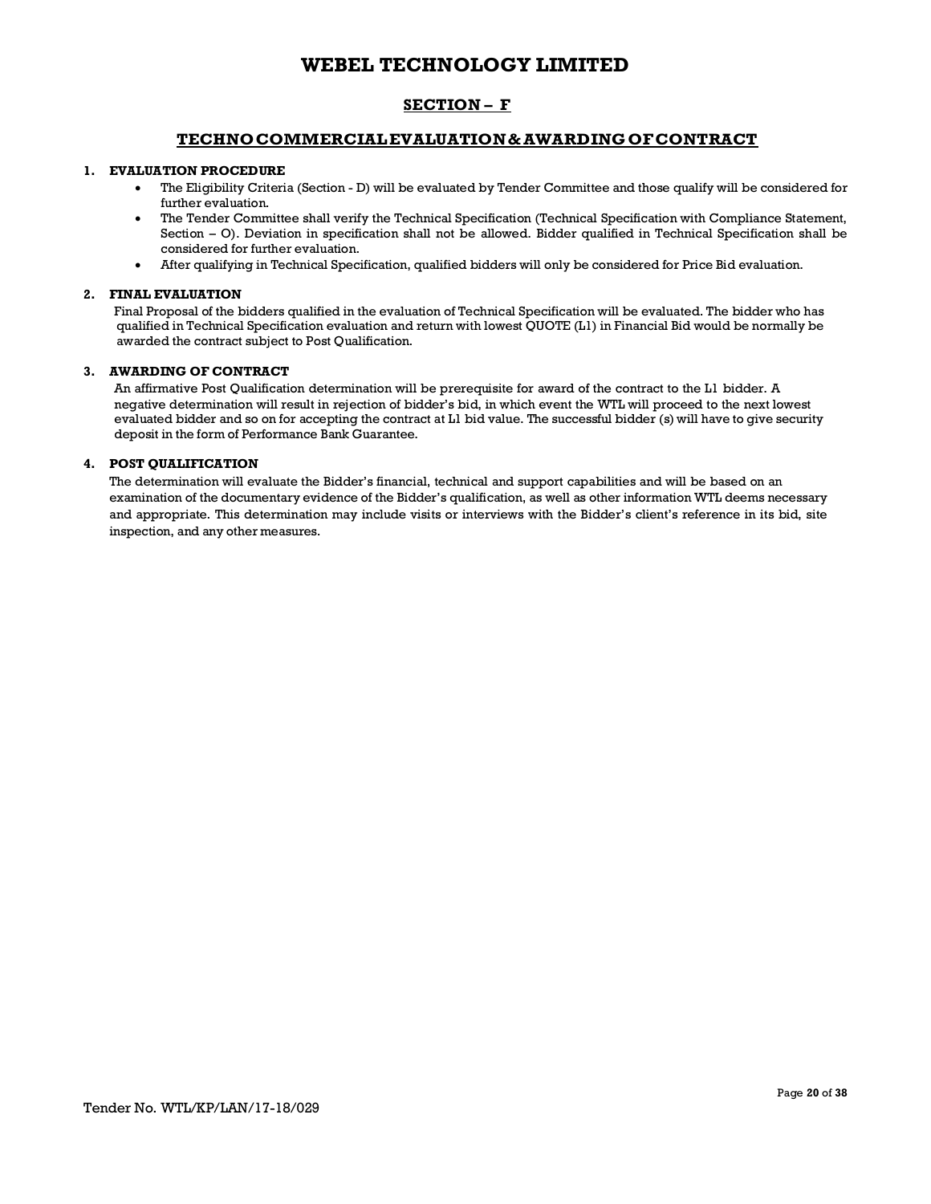# WEBEL TECHNOLOGY LIMITED

## SECTION – F

## TECHNO COMMERCIAL EVALUATION & AWARDING OF CONTRACT

**1. EVALUATION PROCEDURE**

- The Eligibility Criteria (Section - D) will be evaluated by Tender Committee and those qualify will be considered for further evaluation.
- The Tender Committee shall verify the Technical Specification (Technical Specification with Compliance Statement, Section – O). Deviation in specification shall not be allowed. Bidder qualified in Technical Specification shall be considered for further evaluation.
- After qualifying in Technical Specification, qualified bidders will only be considered for Price Bid evaluation.

**2. FINAL EVALUATION**

Final Proposal of the bidders qualified in the evaluation of Technical Specification will be evaluated. The bidder who has qualified in Technical Specification evaluation and return with lowest QUOTE (L1) in Financial Bid would be normally be awarded the contract subject to Post Qualification.

**3. AWARDING OF CONTRACT**

An affirmative Post Qualification determination will be prerequisite for award of the contract to the L1 bidder. A negative determination will result in rejection of bidder's bid, in which event the WTL will proceed to the next lowest evaluated bidder and so on for accepting the contract at L1 bid value. The successful bidder (s) will have to give security deposit in the form of Performance Bank Guarantee.

**4. POST QUALIFICATION**

The determination will evaluate the Bidder's financial, technical and support capabilities and will be based on an examination of the documentary evidence of the Bidder's qualification, as well as other information WTL deems necessary and appropriate. This determination may include visits or interviews with the Bidder's client's reference in its bid, site inspection, and any other measures.

Tender No. WTL/KP/LAN/17-18/029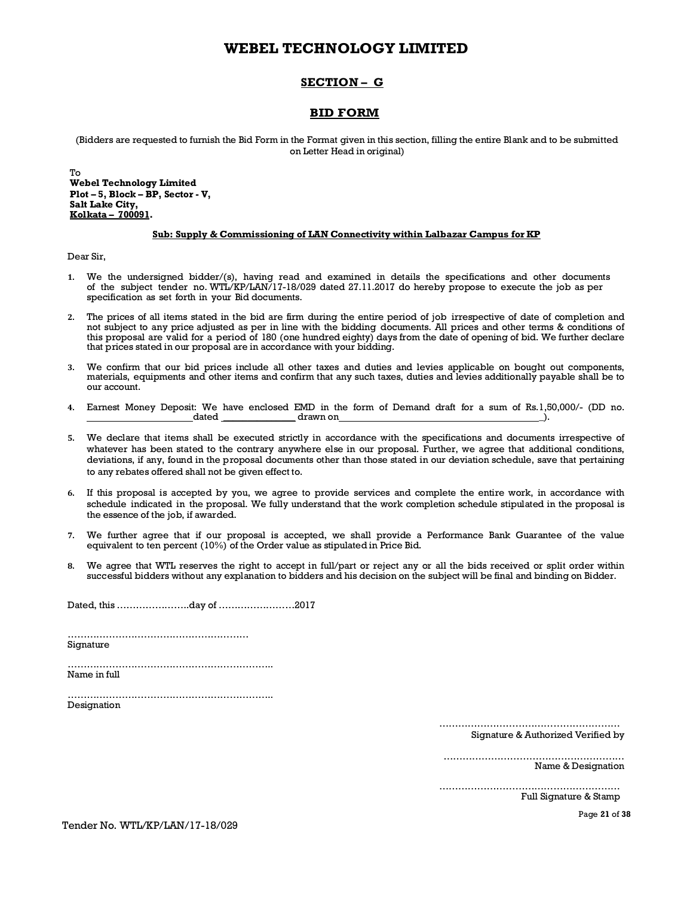# WEBEL TECHNOLOGY LIMITED

## SECTION – G

## BID FORM

(Bidders are requested to furnish the Bid Form in the Format given in this section, filling the entire Blank and to be submitted on Letter Head in original)

To
**Webel Technology Limited**
**Plot – 5, Block – BP, Sector - V,**
**Salt Lake City,**
**Kolkata – 700091.**

**Sub: Supply & Commissioning of LAN Connectivity within Lalbazar Campus for KP**

Dear Sir,

1. We the undersigned bidder/(s), having read and examined in details the specifications and other documents of the subject tender no. WTL/KP/LAN/17-18/029 dated 27.11.2017 do hereby propose to execute the job as per specification as set forth in your Bid documents.

2. The prices of all items stated in the bid are firm during the entire period of job irrespective of date of completion and not subject to any price adjusted as per in line with the bidding documents. All prices and other terms & conditions of this proposal are valid for a period of 180 (one hundred eighty) days from the date of opening of bid. We further declare that prices stated in our proposal are in accordance with your bidding.

3. We confirm that our bid prices include all other taxes and duties and levies applicable on bought out components, materials, equipments and other items and confirm that any such taxes, duties and levies additionally payable shall be to our account.

4. Earnest Money Deposit: We have enclosed EMD in the form of Demand draft for a sum of Rs.1,50,000/- (DD no. ____________ dated ____________ drawn on ______________________).

5. We declare that items shall be executed strictly in accordance with the specifications and documents irrespective of whatever has been stated to the contrary anywhere else in our proposal. Further, we agree that additional conditions, deviations, if any, found in the proposal documents other than those stated in our deviation schedule, save that pertaining to any rebates offered shall not be given effect to.

6. If this proposal is accepted by you, we agree to provide services and complete the entire work, in accordance with schedule indicated in the proposal. We fully understand that the work completion schedule stipulated in the proposal is the essence of the job, if awarded.

7. We further agree that if our proposal is accepted, we shall provide a Performance Bank Guarantee of the value equivalent to ten percent (10%) of the Order value as stipulated in Price Bid.

8. We agree that WTL reserves the right to accept in full/part or reject any or all the bids received or split order within successful bidders without any explanation to bidders and his decision on the subject will be final and binding on Bidder.

Dated, this …………………..day of ……………………2017

…………………………………………………
Signature

………………………………………………………..
Name in full

………………………………………………………..
Designation

…………………………………………………
Signature & Authorized Verified by

…………………………………………………
Name & Designation

…………………………………………………
Full Signature & Stamp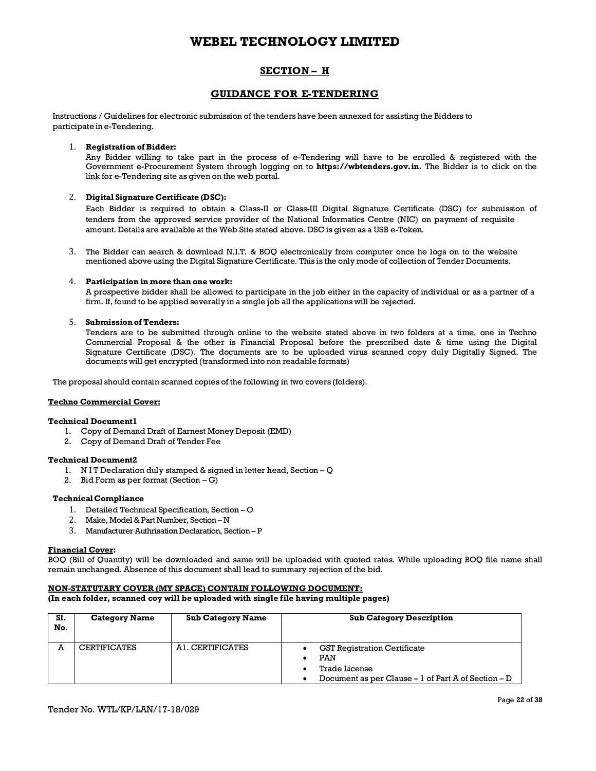// WEBEL TECHNOLOGY LIMITED

## SECTION – H

## GUIDANCE FOR E-TENDERING

Instructions / Guidelines for electronic submission of the tenders have been annexed for assisting the Bidders to participate in e-Tendering.

1. **Registration of Bidder:**
   Any Bidder willing to take part in the process of e-Tendering will have to be enrolled & registered with the Government e-Procurement System through logging on to **https://wbtenders.gov.in.** The Bidder is to click on the link for e-Tendering site as given on the web portal.

2. **Digital Signature Certificate (DSC):**
   Each Bidder is required to obtain a Class-II or Class-III Digital Signature Certificate (DSC) for submission of tenders from the approved service provider of the National Informatics Centre (NIC) on payment of requisite amount. Details are available at the Web Site stated above. DSC is given as a USB e-Token.

3. The Bidder can search & download N.I.T. & BOQ electronically from computer once he logs on to the website mentioned above using the Digital Signature Certificate. This is the only mode of collection of Tender Documents.

4. **Participation in more than one work:**
   A prospective bidder shall be allowed to participate in the job either in the capacity of individual or as a partner of a firm. If, found to be applied severally in a single job all the applications will be rejected.

5. **Submission of Tenders:**
   Tenders are to be submitted through online to the website stated above in two folders at a time, one in Techno Commercial Proposal & the other is Financial Proposal before the prescribed date & time using the Digital Signature Certificate (DSC). The documents are to be uploaded virus scanned copy duly Digitally Signed. The documents will get encrypted (transformed into non readable formats)

The proposal should contain scanned copies of the following in two covers (folders).

**<u>Techno Commercial Cover:</u>**

**Technical Document1**

1. Copy of Demand Draft of Earnest Money Deposit (EMD)
2. Copy of Demand Draft of Tender Fee

**Technical Document2**

1. N I T Declaration duly stamped & signed in letter head, Section – Q
2. Bid Form as per format (Section – G)

**Technical Compliance**

1. Detailed Technical Specification, Section – O
2. Make, Model & Part Number, Section – N
3. Manufacturer Authrisation Declaration, Section – P

**<u>Financial Cover:</u>**
BOQ (Bill of Quantity) will be downloaded and same will be uploaded with quoted rates. While uploading BOQ file name shall remain unchanged. Absence of this document shall lead to summary rejection of the bid.

**<u>NON-STATUTARY COVER (MY SPACE) CONTAIN FOLLOWING DOCUMENT:</u>**
**(In each folder, scanned coy will be uploaded with single file having multiple pages)**

| Sl. No. | Category Name | Sub Category Name | Sub Category Description |
|---|---|---|---|
| A | CERTIFICATES | A1. CERTIFICATES | • GST Registration Certificate<br>• PAN<br>• Trade License<br>• Document as per Clause – 1 of Part A of Section – D |

Tender No. WTL/KP/LAN/17-18/029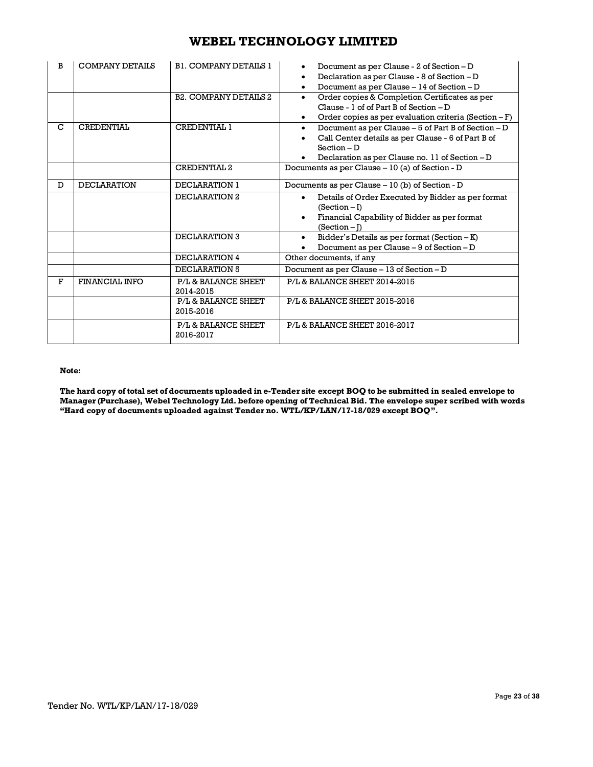| B | COMPANY DETAILS | B1. COMPANY DETAILS 1 | • Document as per Clause - 2 of Section – D<br>• Declaration as per Clause - 8 of Section – D<br>• Document as per Clause – 14 of Section – D |
|---|---|---|---|
| | | B2. COMPANY DETAILS 2 | • Order copies & Completion Certificates as per Clause - 1 of of Part B of Section – D<br>• Order copies as per evaluation criteria (Section – F) |
| C | CREDENTIAL | CREDENTIAL 1 | • Document as per Clause – 5 of Part B of Section – D<br>• Call Center details as per Clause - 6 of Part B of Section – D<br>• Declaration as per Clause no. 11 of Section – D |
| | | CREDENTIAL 2 | Documents as per Clause – 10 (a) of Section - D |
| D | DECLARATION | DECLARATION 1 | Documents as per Clause – 10 (b) of Section - D |
| | | DECLARATION 2 | • Details of Order Executed by Bidder as per format (Section – I)<br>• Financial Capability of Bidder as per format (Section – J) |
| | | DECLARATION 3 | • Bidder's Details as per format (Section – K)<br>• Document as per Clause – 9 of Section – D |
| | | DECLARATION 4 | Other documents, if any |
| | | DECLARATION 5 | Document as per Clause – 13 of Section – D |
| F | FINANCIAL INFO | P/L & BALANCE SHEET 2014-2015 | P/L & BALANCE SHEET 2014-2015 |
| | | P/L & BALANCE SHEET 2015-2016 | P/L & BALANCE SHEET 2015-2016 |
| | | P/L & BALANCE SHEET 2016-2017 | P/L & BALANCE SHEET 2016-2017 |

**Note:**

**The hard copy of total set of documents uploaded in e-Tender site except BOQ to be submitted in sealed envelope to Manager (Purchase), Webel Technology Ltd. before opening of Technical Bid. The envelope super scribed with words "Hard copy of documents uploaded against Tender no. WTL/KP/LAN/17-18/029 except BOQ".**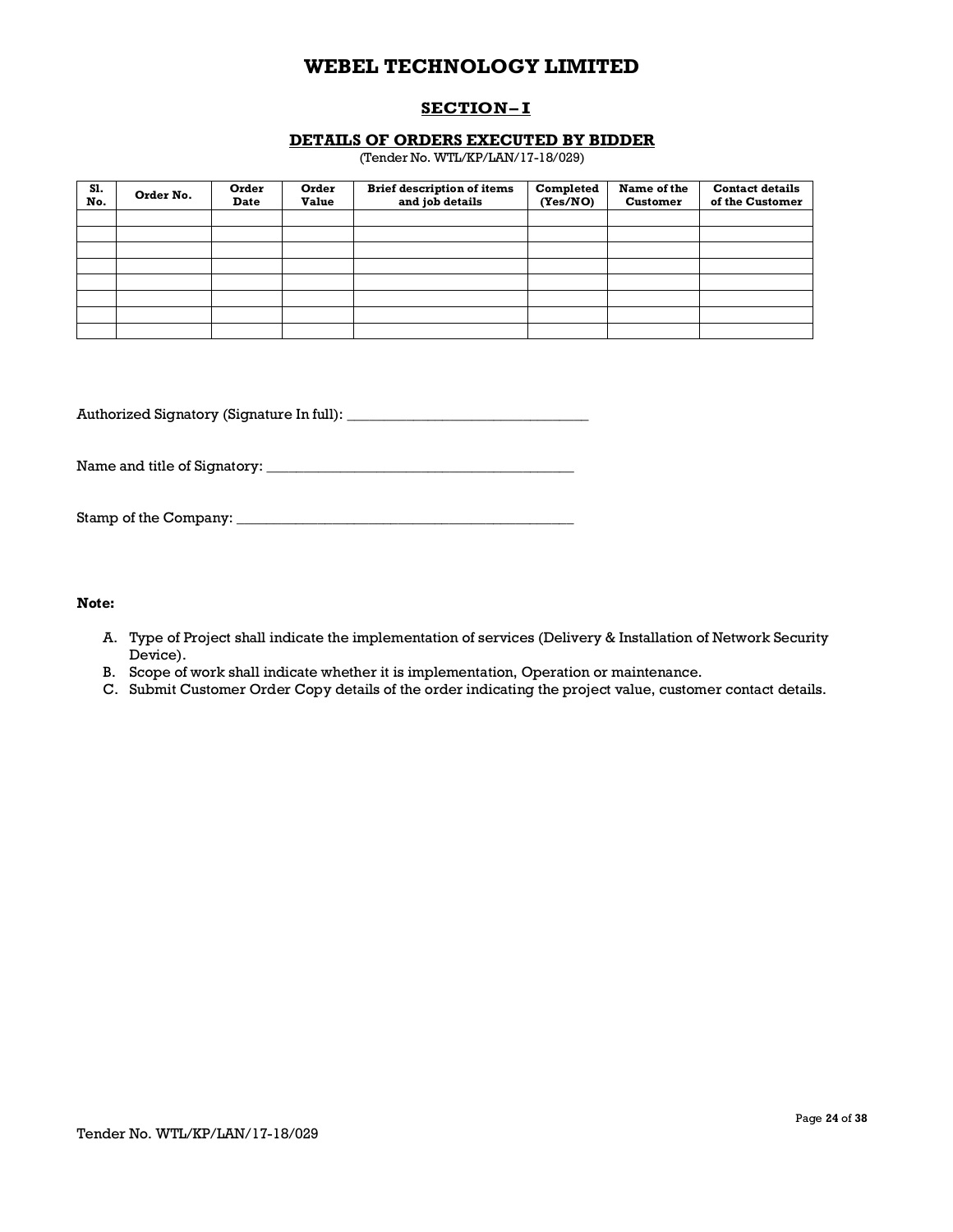# WEBEL TECHNOLOGY LIMITED

## SECTION– I

### DETAILS OF ORDERS EXECUTED BY BIDDER

(Tender No. WTL/KP/LAN/17-18/029)

| Sl. No. | Order No. | Order Date | Order Value | Brief description of items and job details | Completed (Yes/NO) | Name of the Customer | Contact details of the Customer |
|---|---|---|---|---|---|---|---|
| | | | | | | | |
| | | | | | | | |
| | | | | | | | |
| | | | | | | | |
| | | | | | | | |
| | | | | | | | |
| | | | | | | | |
| | | | | | | | |

Authorized Signatory (Signature In full): _________________________________

Name and title of Signatory: __________________________________________

Stamp of the Company: ______________________________________________

**Note:**

A. Type of Project shall indicate the implementation of services (Delivery & Installation of Network Security Device).
B. Scope of work shall indicate whether it is implementation, Operation or maintenance.
C. Submit Customer Order Copy details of the order indicating the project value, customer contact details.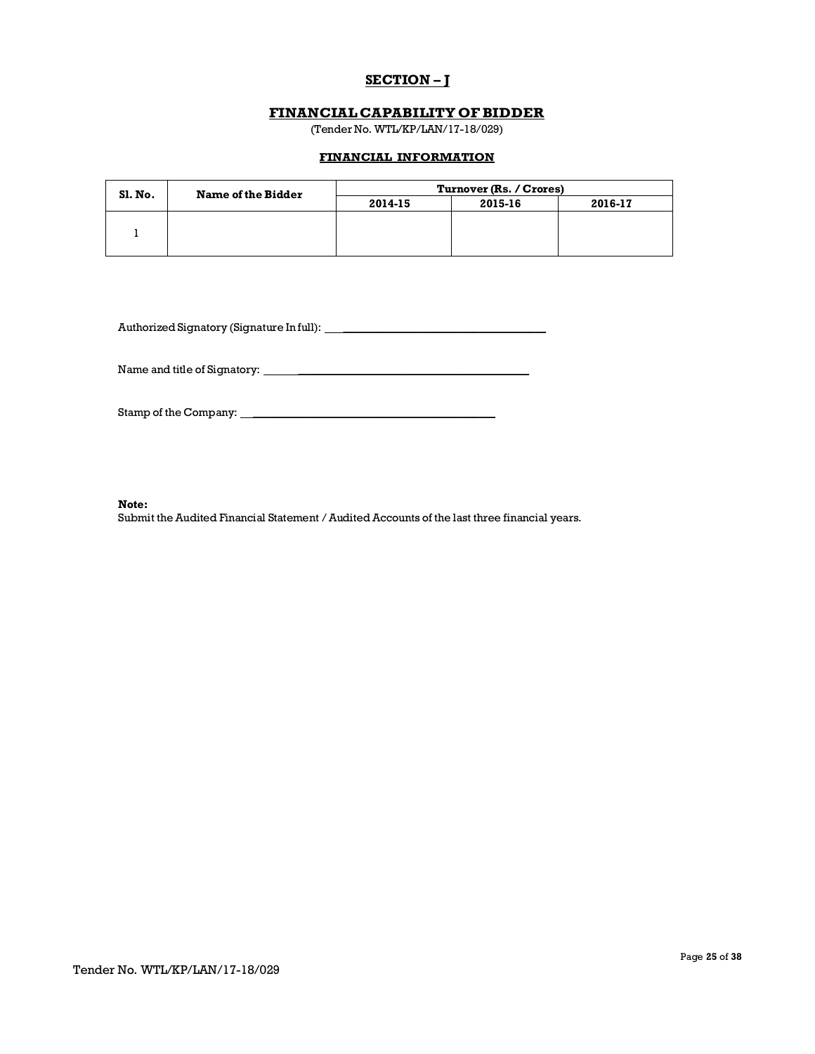## SECTION – J

## FINANCIAL CAPABILITY OF BIDDER

(Tender No. WTL/KP/LAN/17-18/029)

### FINANCIAL INFORMATION

| Sl. No. | Name of the Bidder | Turnover (Rs. / Crores) | | |
|---|---|---|---|---|
| | | 2014-15 | 2015-16 | 2016-17 |
| 1 | | | | |

Authorized Signatory (Signature In full): ______________________________

Name and title of Signatory: ______________________________

Stamp of the Company: ______________________________

**Note:**
Submit the Audited Financial Statement / Audited Accounts of the last three financial years.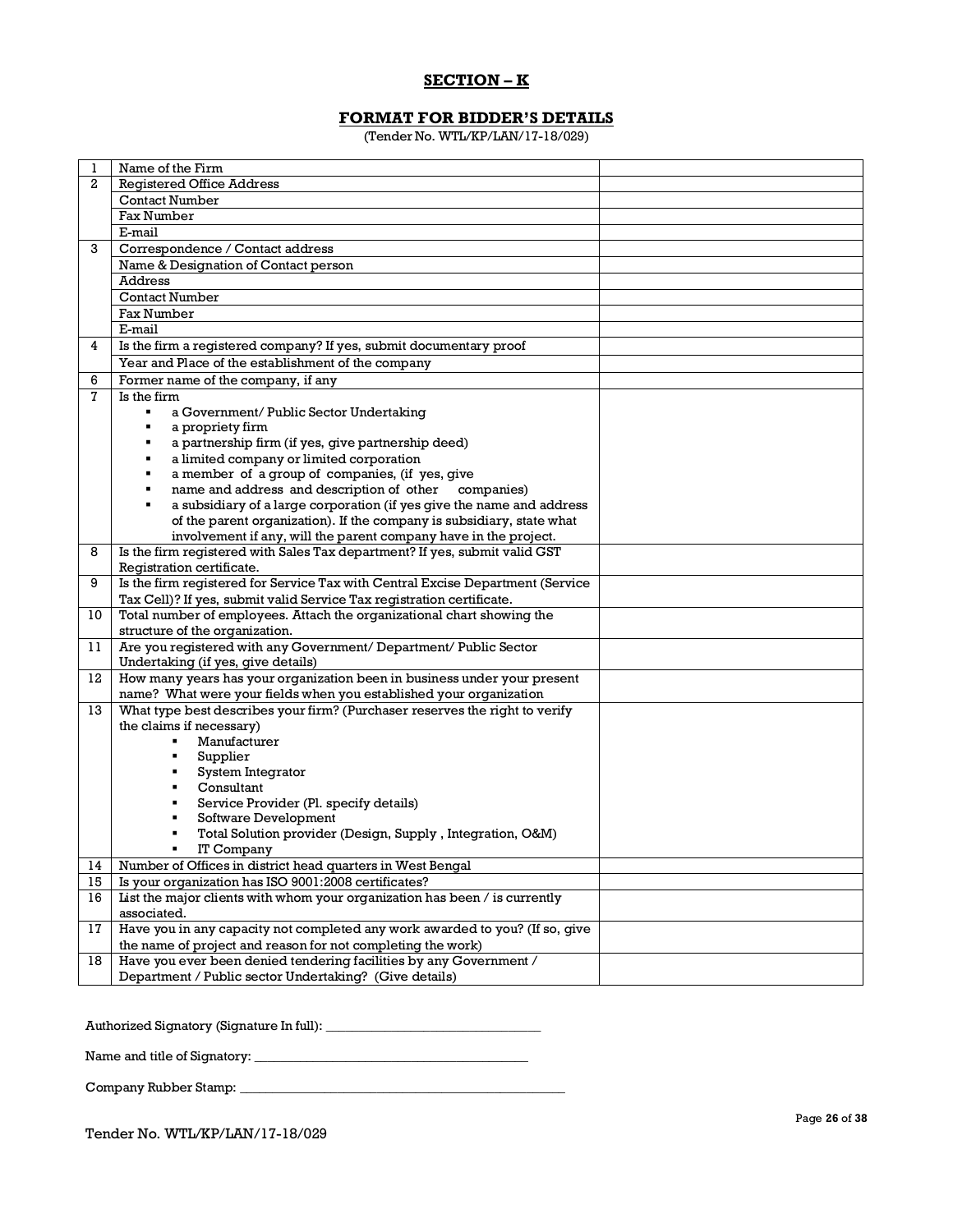## SECTION – K

## FORMAT FOR BIDDER'S DETAILS

(Tender No. WTL/KP/LAN/17-18/029)

| | | |
|---|---|---|
| 1 | Name of the Firm | |
| 2 | Registered Office Address | |
| | Contact Number | |
| | Fax Number | |
| | E-mail | |
| 3 | Correspondence / Contact address | |
| | Name & Designation of Contact person | |
| | Address | |
| | Contact Number | |
| | Fax Number | |
| | E-mail | |
| 4 | Is the firm a registered company? If yes, submit documentary proof | |
| | Year and Place of the establishment of the company | |
| 6 | Former name of the company, if any | |
| 7 | Is the firm<br>▪ a Government/ Public Sector Undertaking<br>▪ a propriety firm<br>▪ a partnership firm (if yes, give partnership deed)<br>▪ a limited company or limited corporation<br>▪ a member of a group of companies, (if yes, give<br>▪ name and address and description of other companies)<br>▪ a subsidiary of a large corporation (if yes give the name and address of the parent organization). If the company is subsidiary, state what involvement if any, will the parent company have in the project. | |
| 8 | Is the firm registered with Sales Tax department? If yes, submit valid GST Registration certificate. | |
| 9 | Is the firm registered for Service Tax with Central Excise Department (Service Tax Cell)? If yes, submit valid Service Tax registration certificate. | |
| 10 | Total number of employees. Attach the organizational chart showing the structure of the organization. | |
| 11 | Are you registered with any Government/ Department/ Public Sector Undertaking (if yes, give details) | |
| 12 | How many years has your organization been in business under your present name? What were your fields when you established your organization | |
| 13 | What type best describes your firm? (Purchaser reserves the right to verify the claims if necessary)<br>▪ Manufacturer<br>▪ Supplier<br>▪ System Integrator<br>▪ Consultant<br>▪ Service Provider (Pl. specify details)<br>▪ Software Development<br>▪ Total Solution provider (Design, Supply , Integration, O&M)<br>▪ IT Company | |
| 14 | Number of Offices in district head quarters in West Bengal | |
| 15 | Is your organization has ISO 9001:2008 certificates? | |
| 16 | List the major clients with whom your organization has been / is currently associated. | |
| 17 | Have you in any capacity not completed any work awarded to you? (If so, give the name of project and reason for not completing the work) | |
| 18 | Have you ever been denied tendering facilities by any Government / Department / Public sector Undertaking? (Give details) | |

Authorized Signatory (Signature In full): _______________________________

Name and title of Signatory: ________________________________________

Company Rubber Stamp: _______________________________________________

Tender No. WTL/KP/LAN/17-18/029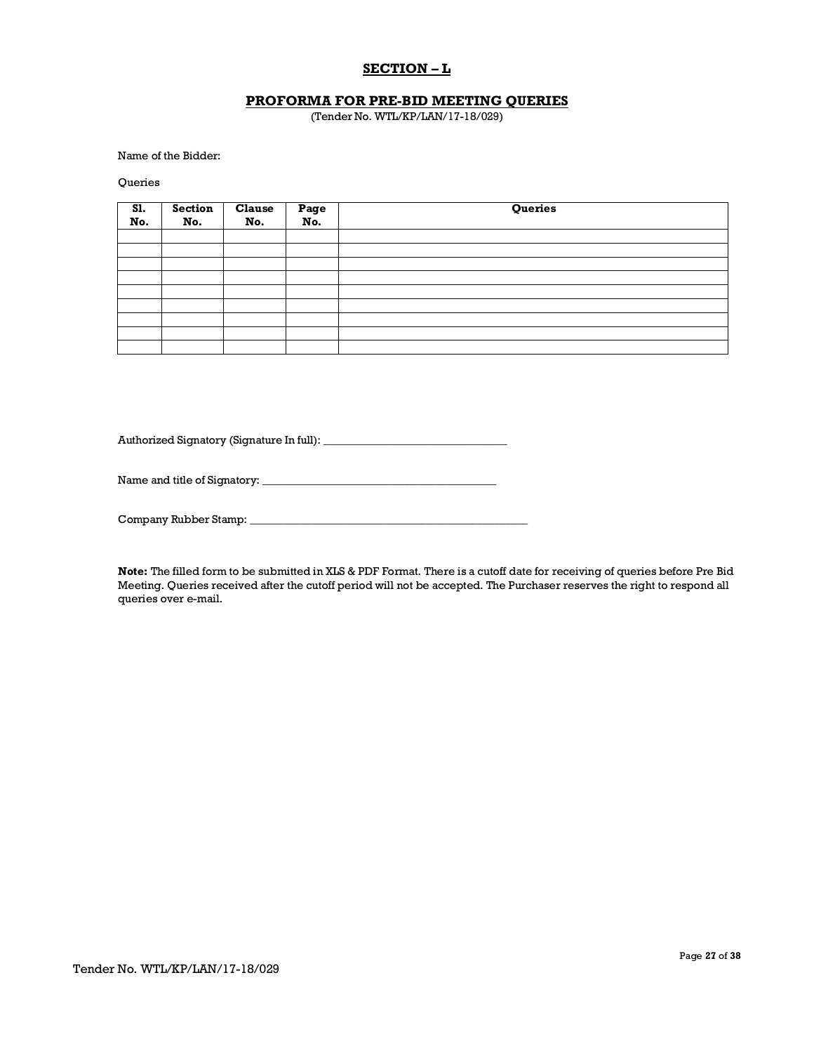## SECTION – L

### PROFORMA FOR PRE-BID MEETING QUERIES

(Tender No. WTL/KP/LAN/17-18/029)

Name of the Bidder:

Queries

| Sl. No. | Section No. | Clause No. | Page No. | Queries |
|---|---|---|---|---|
| | | | | |
| | | | | |
| | | | | |
| | | | | |
| | | | | |
| | | | | |
| | | | | |
| | | | | |
| | | | | |

Authorized Signatory (Signature In full): _________________________________

Name and title of Signatory: __________________________________________

Company Rubber Stamp: ____________________________________________________

**Note:** The filled form to be submitted in XLS & PDF Format. There is a cutoff date for receiving of queries before Pre Bid Meeting. Queries received after the cutoff period will not be accepted. The Purchaser reserves the right to respond all queries over e-mail.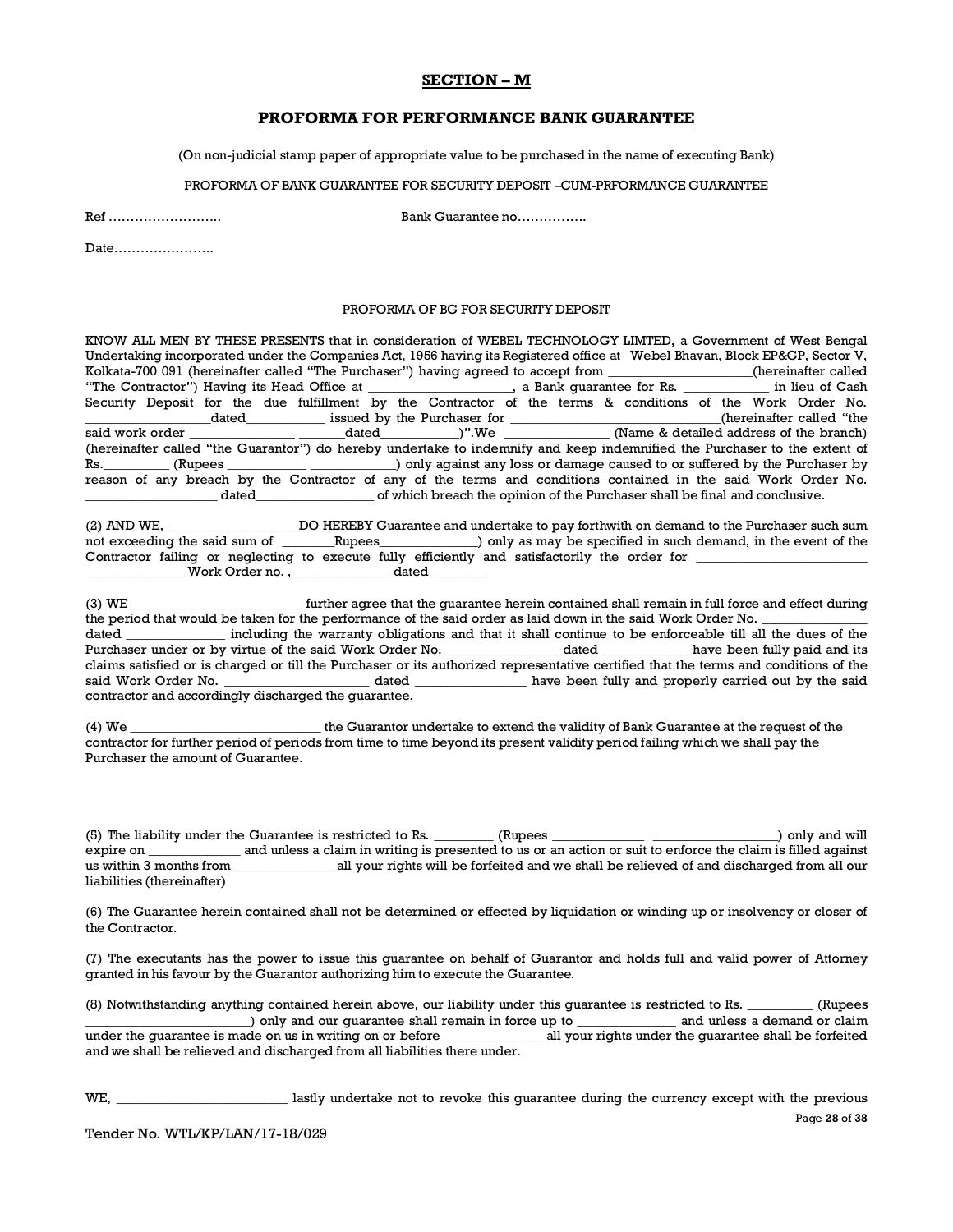## SECTION – M

## PROFORMA FOR PERFORMANCE BANK GUARANTEE

(On non-judicial stamp paper of appropriate value to be purchased in the name of executing Bank)

PROFORMA OF BANK GUARANTEE FOR SECURITY DEPOSIT –CUM-PRFORMANCE GUARANTEE

Ref …………………….. Bank Guarantee no…………….

Date…………………..

PROFORMA OF BG FOR SECURITY DEPOSIT

KNOW ALL MEN BY THESE PRESENTS that in consideration of WEBEL TECHNOLOGY LIMTED, a Government of West Bengal Undertaking incorporated under the Companies Act, 1956 having its Registered office at Webel Bhavan, Block EP&GP, Sector V, Kolkata-700 091 (hereinafter called "The Purchaser") having agreed to accept from _____________________(hereinafter called "The Contractor") Having its Head Office at _____________________, a Bank guarantee for Rs. ____________ in lieu of Cash Security Deposit for the due fulfillment by the Contractor of the terms & conditions of the Work Order No. _________________dated___________ issued by the Purchaser for ______________________________(hereinafter called "the said work order _______________ _______dated___________)".We _______________ (Name & detailed address of the branch) (hereinafter called "the Guarantor") do hereby undertake to indemnify and keep indemnified the Purchaser to the extent of Rs._________ (Rupees ___________ ____________) only against any loss or damage caused to or suffered by the Purchaser by reason of any breach by the Contractor of any of the terms and conditions contained in the said Work Order No. __________________ dated________________ of which breach the opinion of the Purchaser shall be final and conclusive.

(2) AND WE, ___________________DO HEREBY Guarantee and undertake to pay forthwith on demand to the Purchaser such sum not exceeding the said sum of ________Rupees______________) only as may be specified in such demand, in the event of the Contractor failing or neglecting to execute fully efficiently and satisfactorily the order for ________________________ ______________ Work Order no. , ______________dated ________

(3) WE ________________________ further agree that the guarantee herein contained shall remain in full force and effect during the period that would be taken for the performance of the said order as laid down in the said Work Order No. ______________ dated ______________ including the warranty obligations and that it shall continue to be enforceable till all the dues of the Purchaser under or by virtue of the said Work Order No. ________________ dated ____________ have been fully paid and its claims satisfied or is charged or till the Purchaser or its authorized representative certified that the terms and conditions of the said Work Order No. _____________________ dated ________________ have been fully and properly carried out by the said contractor and accordingly discharged the guarantee.

(4) We ___________________________ the Guarantor undertake to extend the validity of Bank Guarantee at the request of the contractor for further period of periods from time to time beyond its present validity period failing which we shall pay the Purchaser the amount of Guarantee.

(5) The liability under the Guarantee is restricted to Rs. ________ (Rupees _____________ __________________) only and will expire on _____________ and unless a claim in writing is presented to us or an action or suit to enforce the claim is filled against us within 3 months from ______________ all your rights will be forfeited and we shall be relieved of and discharged from all our liabilities (thereinafter)

(6) The Guarantee herein contained shall not be determined or effected by liquidation or winding up or insolvency or closer of the Contractor.

(7) The executants has the power to issue this guarantee on behalf of Guarantor and holds full and valid power of Attorney granted in his favour by the Guarantor authorizing him to execute the Guarantee.

(8) Notwithstanding anything contained herein above, our liability under this guarantee is restricted to Rs. _________ (Rupees ________________________) only and our guarantee shall remain in force up to ______________ and unless a demand or claim under the guarantee is made on us in writing on or before ______________ all your rights under the guarantee shall be forfeited and we shall be relieved and discharged from all liabilities there under.

WE, ________________________ lastly undertake not to revoke this guarantee during the currency except with the previous

Tender No. WTL/KP/LAN/17-18/029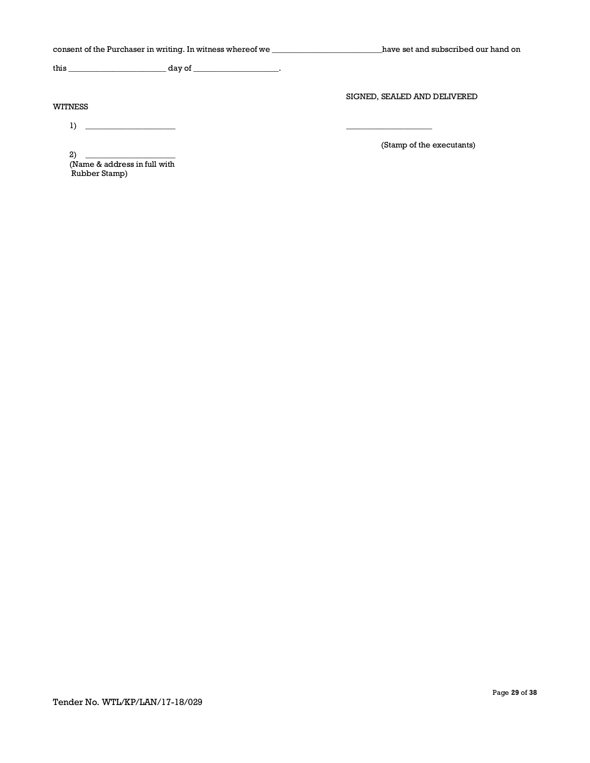consent of the Purchaser in writing. In witness whereof we ___________________________have set and subscribed our hand on

this ________________________ day of _____________________.

SIGNED, SEALED AND DELIVERED

WITNESS

1) ______________________

_____________________

(Stamp of the executants)

2) ______________________
(Name & address in full with Rubber Stamp)

Tender No. WTL/KP/LAN/17-18/029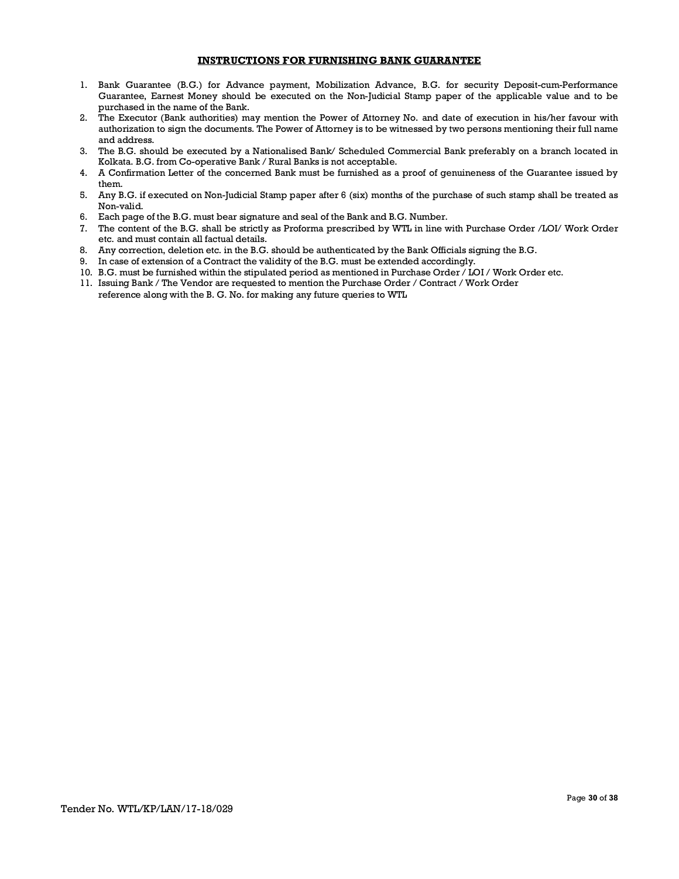## INSTRUCTIONS FOR FURNISHING BANK GUARANTEE

1. Bank Guarantee (B.G.) for Advance payment, Mobilization Advance, B.G. for security Deposit-cum-Performance Guarantee, Earnest Money should be executed on the Non-Judicial Stamp paper of the applicable value and to be purchased in the name of the Bank.
2. The Executor (Bank authorities) may mention the Power of Attorney No. and date of execution in his/her favour with authorization to sign the documents. The Power of Attorney is to be witnessed by two persons mentioning their full name and address.
3. The B.G. should be executed by a Nationalised Bank/ Scheduled Commercial Bank preferably on a branch located in Kolkata. B.G. from Co-operative Bank / Rural Banks is not acceptable.
4. A Confirmation Letter of the concerned Bank must be furnished as a proof of genuineness of the Guarantee issued by them.
5. Any B.G. if executed on Non-Judicial Stamp paper after 6 (six) months of the purchase of such stamp shall be treated as Non-valid.
6. Each page of the B.G. must bear signature and seal of the Bank and B.G. Number.
7. The content of the B.G. shall be strictly as Proforma prescribed by WTL in line with Purchase Order /LOI/ Work Order etc. and must contain all factual details.
8. Any correction, deletion etc. in the B.G. should be authenticated by the Bank Officials signing the B.G.
9. In case of extension of a Contract the validity of the B.G. must be extended accordingly.
10. B.G. must be furnished within the stipulated period as mentioned in Purchase Order / LOI / Work Order etc.
11. Issuing Bank / The Vendor are requested to mention the Purchase Order / Contract / Work Order reference along with the B. G. No. for making any future queries to WTL

Tender No. WTL/KP/LAN/17-18/029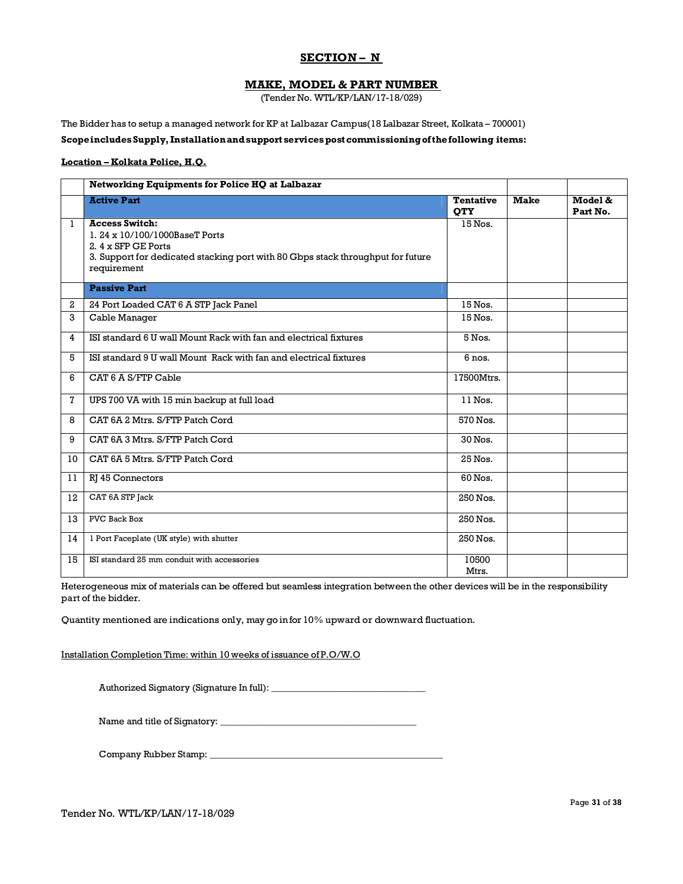# SECTION – N

## MAKE, MODEL & PART NUMBER

(Tender No. WTL/KP/LAN/17-18/029)

The Bidder has to setup a managed network for KP at Lalbazar Campus(18 Lalbazar Street, Kolkata – 700001)

**Scope includes Supply, Installation and support services post commissioning of the following items:**

**Location – Kolkata Police, H.Q.**

| | Networking Equipments for Police HQ at Lalbazar | | | |
|---|---|---|---|---|
| | **Active Part** | **Tentative QTY** | **Make** | **Model & Part No.** |
| 1 | **Access Switch:**<br>1. 24 x 10/100/1000BaseT Ports<br>2. 4 x SFP GE Ports<br>3. Support for dedicated stacking port with 80 Gbps stack throughput for future requirement | 15 Nos. | | |
| | **Passive Part** | | | |
| 2 | 24 Port Loaded CAT 6 A STP Jack Panel | 15 Nos. | | |
| 3 | Cable Manager | 15 Nos. | | |
| 4 | ISI standard 6 U wall Mount Rack with fan and electrical fixtures | 5 Nos. | | |
| 5 | ISI standard 9 U wall Mount Rack with fan and electrical fixtures | 6 nos. | | |
| 6 | CAT 6 A S/FTP Cable | 17500Mtrs. | | |
| 7 | UPS 700 VA with 15 min backup at full load | 11 Nos. | | |
| 8 | CAT 6A 2 Mtrs. S/FTP Patch Cord | 570 Nos. | | |
| 9 | CAT 6A 3 Mtrs. S/FTP Patch Cord | 30 Nos. | | |
| 10 | CAT 6A 5 Mtrs. S/FTP Patch Cord | 25 Nos. | | |
| 11 | RJ 45 Connectors | 60 Nos. | | |
| 12 | CAT 6A STP Jack | 250 Nos. | | |
| 13 | PVC Back Box | 250 Nos. | | |
| 14 | 1 Port Faceplate (UK style) with shutter | 250 Nos. | | |
| 15 | ISI standard 25 mm conduit with accessories | 10500 Mtrs. | | |

Heterogeneous mix of materials can be offered but seamless integration between the other devices will be in the responsibility part of the bidder.

Quantity mentioned are indications only, may go in for 10% upward or downward fluctuation.

Installation Completion Time: within 10 weeks of issuance of P.O/W.O

Authorized Signatory (Signature In full): ______________________________

Name and title of Signatory: ______________________________________

Company Rubber Stamp: _____________________________________________

Tender No. WTL/KP/LAN/17-18/029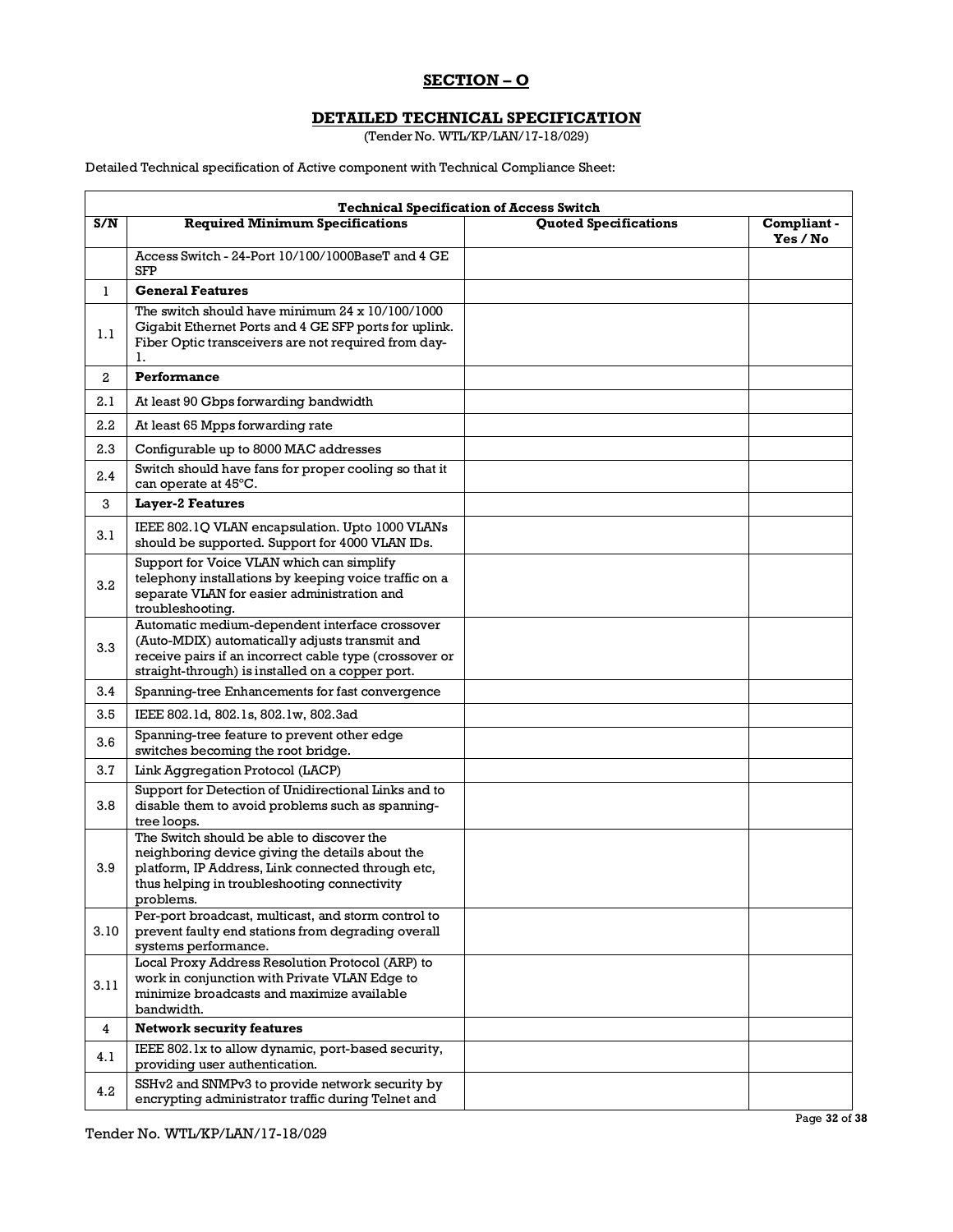## SECTION – O

## DETAILED TECHNICAL SPECIFICATION

(Tender No. WTL/KP/LAN/17-18/029)

Detailed Technical specification of Active component with Technical Compliance Sheet:

| **Technical Specification of Access Switch** | | | |
|---|---|---|---|
| **S/N** | **Required Minimum Specifications** | **Quoted Specifications** | **Compliant - Yes / No** |
| | Access Switch - 24-Port 10/100/1000BaseT and 4 GE SFP | | |
| 1 | **General Features** | | |
| 1.1 | The switch should have minimum 24 x 10/100/1000 Gigabit Ethernet Ports and 4 GE SFP ports for uplink. Fiber Optic transceivers are not required from day-1. | | |
| 2 | **Performance** | | |
| 2.1 | At least 90 Gbps forwarding bandwidth | | |
| 2.2 | At least 65 Mpps forwarding rate | | |
| 2.3 | Configurable up to 8000 MAC addresses | | |
| 2.4 | Switch should have fans for proper cooling so that it can operate at 45°C. | | |
| 3 | **Layer-2 Features** | | |
| 3.1 | IEEE 802.1Q VLAN encapsulation. Upto 1000 VLANs should be supported. Support for 4000 VLAN IDs. | | |
| 3.2 | Support for Voice VLAN which can simplify telephony installations by keeping voice traffic on a separate VLAN for easier administration and troubleshooting. | | |
| 3.3 | Automatic medium-dependent interface crossover (Auto-MDIX) automatically adjusts transmit and receive pairs if an incorrect cable type (crossover or straight-through) is installed on a copper port. | | |
| 3.4 | Spanning-tree Enhancements for fast convergence | | |
| 3.5 | IEEE 802.1d, 802.1s, 802.1w, 802.3ad | | |
| 3.6 | Spanning-tree feature to prevent other edge switches becoming the root bridge. | | |
| 3.7 | Link Aggregation Protocol (LACP) | | |
| 3.8 | Support for Detection of Unidirectional Links and to disable them to avoid problems such as spanning-tree loops. | | |
| 3.9 | The Switch should be able to discover the neighboring device giving the details about the platform, IP Address, Link connected through etc, thus helping in troubleshooting connectivity problems. | | |
| 3.10 | Per-port broadcast, multicast, and storm control to prevent faulty end stations from degrading overall systems performance. | | |
| 3.11 | Local Proxy Address Resolution Protocol (ARP) to work in conjunction with Private VLAN Edge to minimize broadcasts and maximize available bandwidth. | | |
| 4 | **Network security features** | | |
| 4.1 | IEEE 802.1x to allow dynamic, port-based security, providing user authentication. | | |
| 4.2 | SSHv2 and SNMPv3 to provide network security by encrypting administrator traffic during Telnet and | | |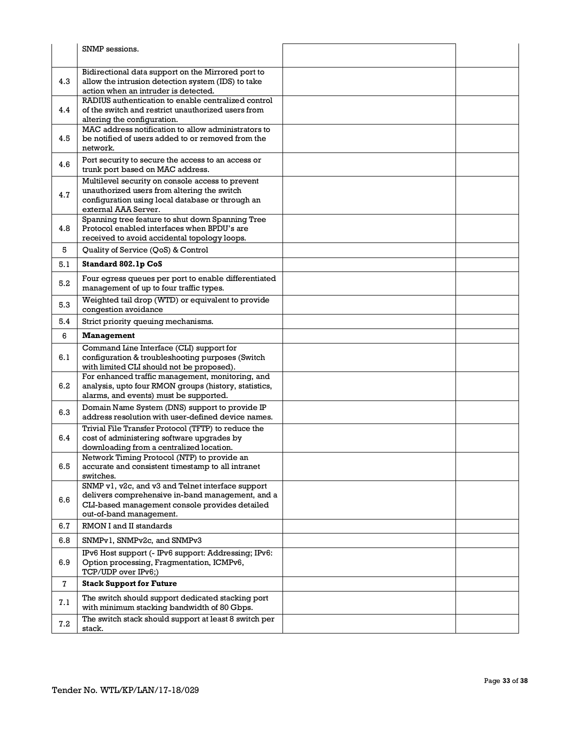| | SNMP sessions. | | |
|---|---|---|---|
| 4.3 | Bidirectional data support on the Mirrored port to allow the intrusion detection system (IDS) to take action when an intruder is detected. | | |
| 4.4 | RADIUS authentication to enable centralized control of the switch and restrict unauthorized users from altering the configuration. | | |
| 4.5 | MAC address notification to allow administrators to be notified of users added to or removed from the network. | | |
| 4.6 | Port security to secure the access to an access or trunk port based on MAC address. | | |
| 4.7 | Multilevel security on console access to prevent unauthorized users from altering the switch configuration using local database or through an external AAA Server. | | |
| 4.8 | Spanning tree feature to shut down Spanning Tree Protocol enabled interfaces when BPDU's are received to avoid accidental topology loops. | | |
| 5 | Quality of Service (QoS) & Control | | |
| 5.1 | **Standard 802.1p CoS** | | |
| 5.2 | Four egress queues per port to enable differentiated management of up to four traffic types. | | |
| 5.3 | Weighted tail drop (WTD) or equivalent to provide congestion avoidance | | |
| 5.4 | Strict priority queuing mechanisms. | | |
| 6 | **Management** | | |
| 6.1 | Command Line Interface (CLI) support for configuration & troubleshooting purposes (Switch with limited CLI should not be proposed). | | |
| 6.2 | For enhanced traffic management, monitoring, and analysis, upto four RMON groups (history, statistics, alarms, and events) must be supported. | | |
| 6.3 | Domain Name System (DNS) support to provide IP address resolution with user-defined device names. | | |
| 6.4 | Trivial File Transfer Protocol (TFTP) to reduce the cost of administering software upgrades by downloading from a centralized location. | | |
| 6.5 | Network Timing Protocol (NTP) to provide an accurate and consistent timestamp to all intranet switches. | | |
| 6.6 | SNMP v1, v2c, and v3 and Telnet interface support delivers comprehensive in-band management, and a CLI-based management console provides detailed out-of-band management. | | |
| 6.7 | RMON I and II standards | | |
| 6.8 | SNMPv1, SNMPv2c, and SNMPv3 | | |
| 6.9 | IPv6 Host support (- IPv6 support: Addressing; IPv6: Option processing, Fragmentation, ICMPv6, TCP/UDP over IPv6;) | | |
| 7 | **Stack Support for Future** | | |
| 7.1 | The switch should support dedicated stacking port with minimum stacking bandwidth of 80 Gbps. | | |
| 7.2 | The switch stack should support at least 8 switch per stack. | | |

Tender No. WTL/KP/LAN/17-18/029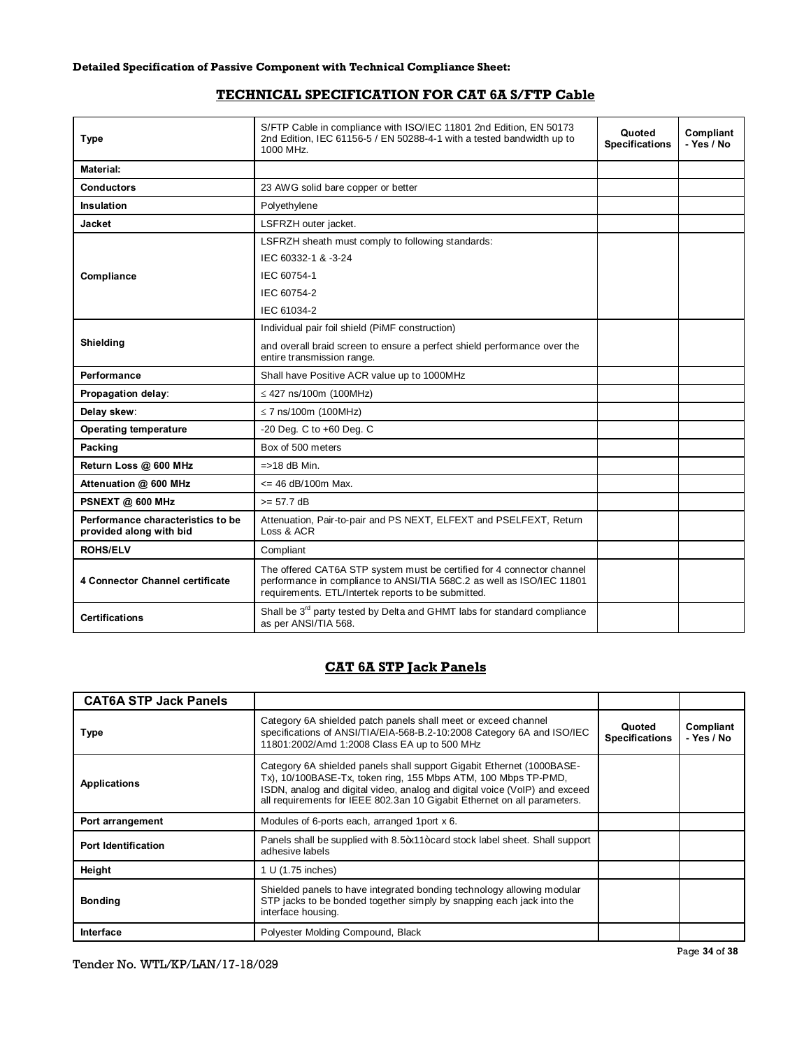**Detailed Specification of Passive Component with Technical Compliance Sheet:**

## TECHNICAL SPECIFICATION FOR CAT 6A S/FTP Cable

| Type | S/FTP Cable in compliance with ISO/IEC 11801 2nd Edition, EN 50173 2nd Edition, IEC 61156-5 / EN 50288-4-1 with a tested bandwidth up to 1000 MHz. | Quoted Specifications | Compliant - Yes / No |
|---|---|---|---|
| **Material:** | | | |
| **Conductors** | 23 AWG solid bare copper or better | | |
| **Insulation** | Polyethylene | | |
| **Jacket** | LSFRZH outer jacket. | | |
| **Compliance** | LSFRZH sheath must comply to following standards:<br>IEC 60332-1 & -3-24<br>IEC 60754-1<br>IEC 60754-2<br>IEC 61034-2 | | |
| **Shielding** | Individual pair foil shield (PiMF construction)<br>and overall braid screen to ensure a perfect shield performance over the entire transmission range. | | |
| **Performance** | Shall have Positive ACR value up to 1000MHz | | |
| **Propagation delay**: | ≤ 427 ns/100m (100MHz) | | |
| **Delay skew**: | ≤ 7 ns/100m (100MHz) | | |
| **Operating temperature** | -20 Deg. C to +60 Deg. C | | |
| **Packing** | Box of 500 meters | | |
| **Return Loss @ 600 MHz** | =>18 dB Min. | | |
| **Attenuation @ 600 MHz** | <= 46 dB/100m Max. | | |
| **PSNEXT @ 600 MHz** | >= 57.7 dB | | |
| **Performance characteristics to be provided along with bid** | Attenuation, Pair-to-pair and PS NEXT, ELFEXT and PSELFEXT, Return Loss & ACR | | |
| **ROHS/ELV** | Compliant | | |
| **4 Connector Channel certificate** | The offered CAT6A STP system must be certified for 4 connector channel performance in compliance to ANSI/TIA 568C.2 as well as ISO/IEC 11801 requirements. ETL/Intertek reports to be submitted. | | |
| **Certifications** | Shall be 3rd party tested by Delta and GHMT labs for standard compliance as per ANSI/TIA 568. | | |

## CAT 6A STP Jack Panels

| CAT6A STP Jack Panels | | | |
|---|---|---|---|
| **Type** | Category 6A shielded patch panels shall meet or exceed channel specifications of ANSI/TIA/EIA-568-B.2-10:2008 Category 6A and ISO/IEC 11801:2002/Amd 1:2008 Class EA up to 500 MHz | **Quoted Specifications** | **Compliant - Yes / No** |
| **Applications** | Category 6A shielded panels shall support Gigabit Ethernet (1000BASE-Tx), 10/100BASE-Tx, token ring, 155 Mbps ATM, 100 Mbps TP-PMD, ISDN, analog and digital video, analog and digital voice (VoIP) and exceed all requirements for IEEE 802.3an 10 Gigabit Ethernet on all parameters. | | |
| **Port arrangement** | Modules of 6-ports each, arranged 1port x 6. | | |
| **Port Identification** | Panels shall be supplied with 8.5òx11òcard stock label sheet. Shall support adhesive labels | | |
| **Height** | 1 U (1.75 inches) | | |
| **Bonding** | Shielded panels to have integrated bonding technology allowing modular STP jacks to be bonded together simply by snapping each jack into the interface housing. | | |
| **Interface** | Polyester Molding Compound, Black | | |

Tender No. WTL/KP/LAN/17-18/029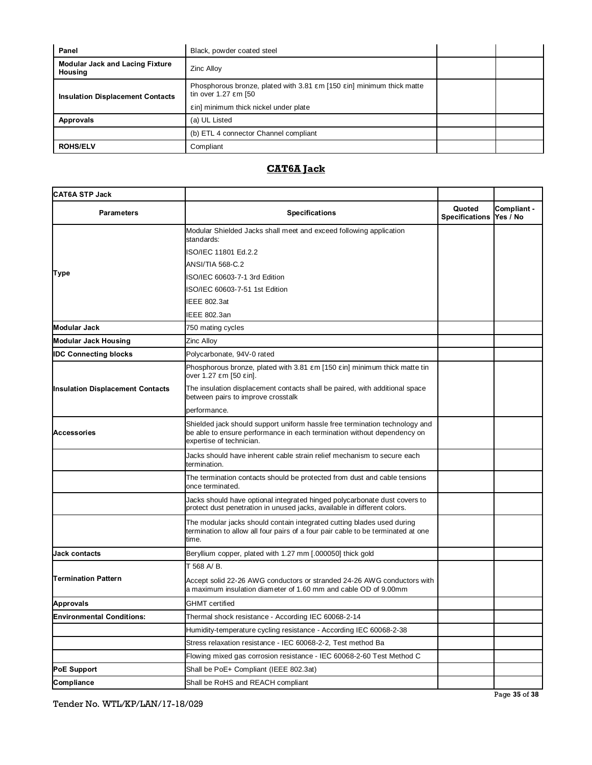| Panel | Black, powder coated steel | | |
|---|---|---|---|
| Modular Jack and Lacing Fixture Housing | Zinc Alloy | | |
| Insulation Displacement Contacts | Phosphorous bronze, plated with 3.81 εm [150 εin] minimum thick matte tin over 1.27 εm [50<br>εin] minimum thick nickel under plate | | |
| Approvals | (a) UL Listed | | |
| | (b) ETL 4 connector Channel compliant | | |
| ROHS/ELV | Compliant | | |

## CAT6A Jack

| CAT6A STP Jack | | | |
|---|---|---|---|
| **Parameters** | **Specifications** | **Quoted Specifications** | **Compliant - Yes / No** |
| Type | Modular Shielded Jacks shall meet and exceed following application standards:<br>ISO/IEC 11801 Ed.2.2<br>ANSI/TIA 568-C.2<br>ISO/IEC 60603-7-1 3rd Edition<br>ISO/IEC 60603-7-51 1st Edition<br>IEEE 802.3at<br>IEEE 802.3an | | |
| Modular Jack | 750 mating cycles | | |
| Modular Jack Housing | Zinc Alloy | | |
| IDC Connecting blocks | Polycarbonate, 94V-0 rated | | |
| Insulation Displacement Contacts | Phosphorous bronze, plated with 3.81 εm [150 εin] minimum thick matte tin over 1.27 εm [50 εin].<br>The insulation displacement contacts shall be paired, with additional space between pairs to improve crosstalk<br>performance. | | |
| Accessories | Shielded jack should support uniform hassle free termination technology and be able to ensure performance in each termination without dependency on expertise of technician. | | |
| | Jacks should have inherent cable strain relief mechanism to secure each termination. | | |
| | The termination contacts should be protected from dust and cable tensions once terminated. | | |
| | Jacks should have optional integrated hinged polycarbonate dust covers to protect dust penetration in unused jacks, available in different colors. | | |
| | The modular jacks should contain integrated cutting blades used during termination to allow all four pairs of a four pair cable to be terminated at one time. | | |
| Jack contacts | Beryllium copper, plated with 1.27 mm [.000050] thick gold | | |
| Termination Pattern | T 568 A/ B.<br>Accept solid 22-26 AWG conductors or stranded 24-26 AWG conductors with a maximum insulation diameter of 1.60 mm and cable OD of 9.00mm | | |
| Approvals | GHMT certified | | |
| Environmental Conditions: | Thermal shock resistance - According IEC 60068-2-14 | | |
| | Humidity-temperature cycling resistance - According IEC 60068-2-38 | | |
| | Stress relaxation resistance - IEC 60068-2-2, Test method Ba | | |
| | Flowing mixed gas corrosion resistance - IEC 60068-2-60 Test Method C | | |
| PoE Support | Shall be PoE+ Compliant (IEEE 802.3at) | | |
| Compliance | Shall be RoHS and REACH compliant | | |

Tender No. WTL/KP/LAN/17-18/029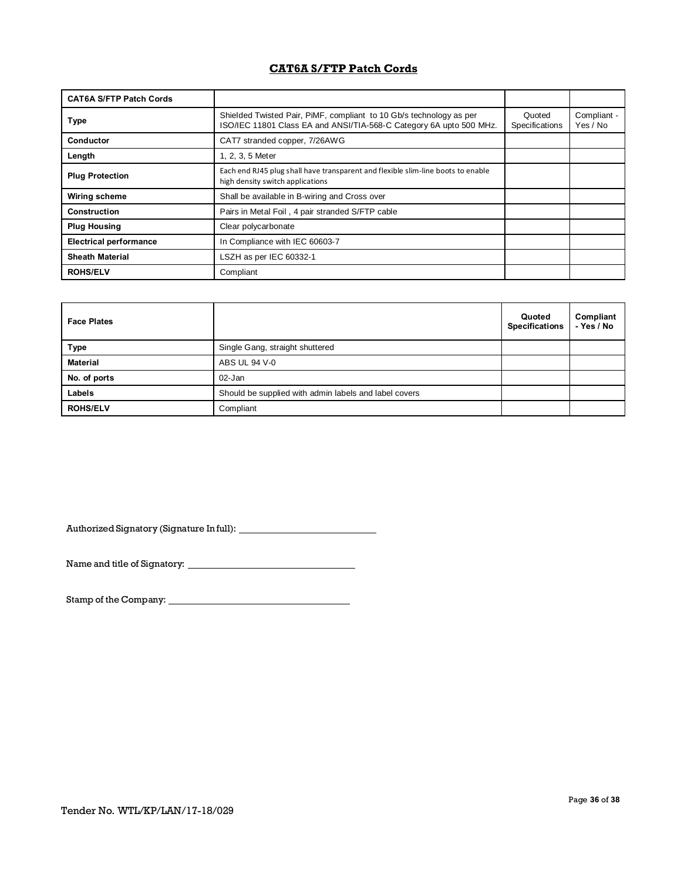## CAT6A S/FTP Patch Cords

| CAT6A S/FTP Patch Cords | | | |
|---|---|---|---|
| **Type** | Shielded Twisted Pair, PiMF, compliant to 10 Gb/s technology as per ISO/IEC 11801 Class EA and ANSI/TIA-568-C Category 6A upto 500 MHz. | Quoted Specifications | Compliant - Yes / No |
| **Conductor** | CAT7 stranded copper, 7/26AWG | | |
| **Length** | 1, 2, 3, 5 Meter | | |
| **Plug Protection** | Each end RJ45 plug shall have transparent and flexible slim-line boots to enable high density switch applications | | |
| **Wiring scheme** | Shall be available in B-wiring and Cross over | | |
| **Construction** | Pairs in Metal Foil , 4 pair stranded S/FTP cable | | |
| **Plug Housing** | Clear polycarbonate | | |
| **Electrical performance** | In Compliance with IEC 60603-7 | | |
| **Sheath Material** | LSZH as per IEC 60332-1 | | |
| **ROHS/ELV** | Compliant | | |

| Face Plates | | Quoted Specifications | Compliant - Yes / No |
|---|---|---|---|
| **Type** | Single Gang, straight shuttered | | |
| **Material** | ABS UL 94 V-0 | | |
| **No. of ports** | 02-Jan | | |
| **Labels** | Should be supplied with admin labels and label covers | | |
| **ROHS/ELV** | Compliant | | |

Authorized Signatory (Signature In full): ____________________________

Name and title of Signatory: ________________________________

Stamp of the Company: ___________________________________

Tender No. WTL/KP/LAN/17-18/029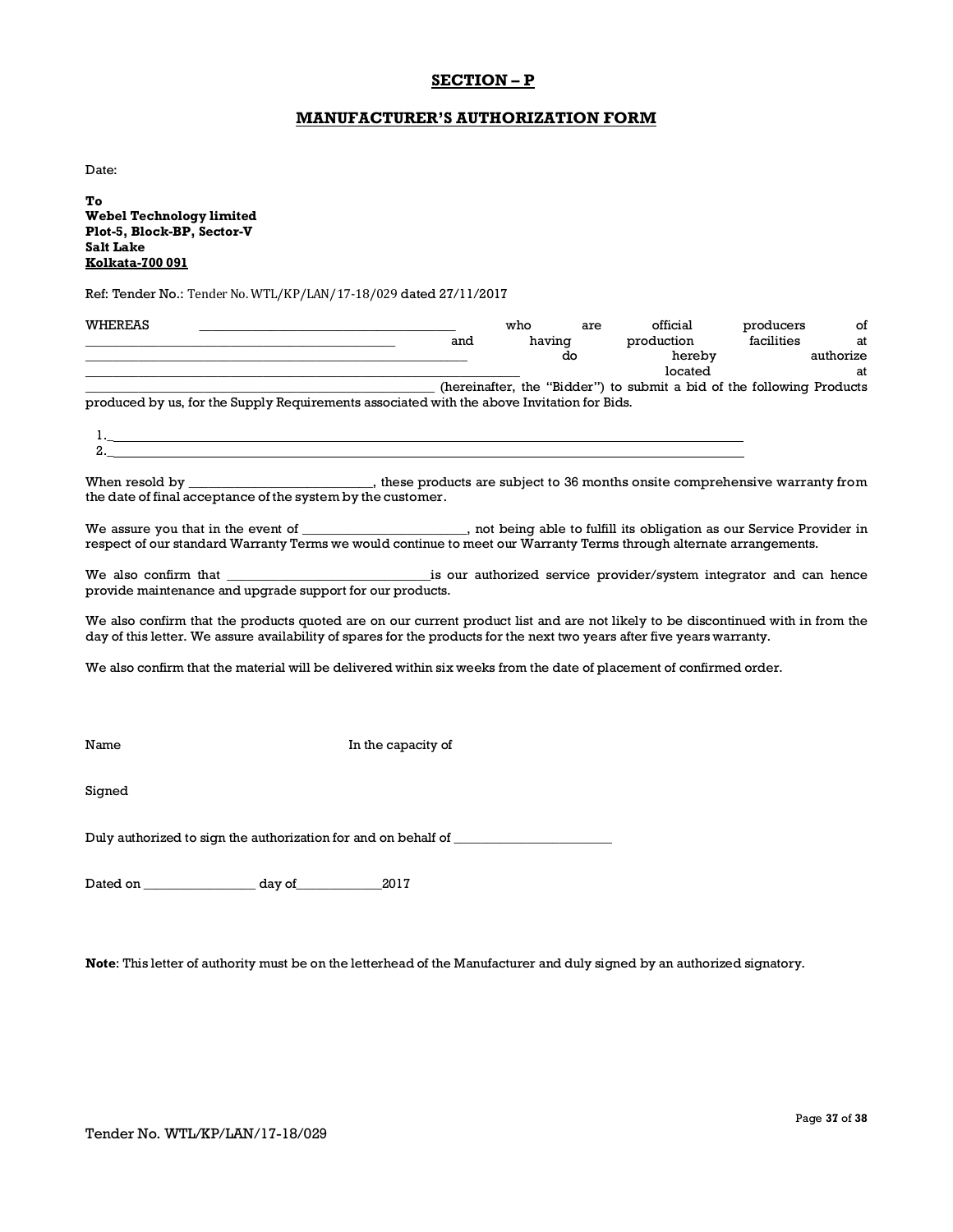## SECTION – P

## MANUFACTURER'S AUTHORIZATION FORM

Date:

**To**
**Webel Technology limited**
**Plot-5, Block-BP, Sector-V**
**Salt Lake**
**Kolkata-700 091**

Ref: Tender No.: Tender No. WTL/KP/LAN/17-18/029 dated 27/11/2017

WHEREAS ______________________________ who are official producers of ______________________________ and having production facilities at ______________________________ do hereby authorize ______________________________ located at ______________________________ (hereinafter, the "Bidder") to submit a bid of the following Products produced by us, for the Supply Requirements associated with the above Invitation for Bids.

1. ______________________________
2. ______________________________

When resold by ______________________, these products are subject to 36 months onsite comprehensive warranty from the date of final acceptance of the system by the customer.

We assure you that in the event of ______________________, not being able to fulfill its obligation as our Service Provider in respect of our standard Warranty Terms we would continue to meet our Warranty Terms through alternate arrangements.

We also confirm that ______________________is our authorized service provider/system integrator and can hence provide maintenance and upgrade support for our products.

We also confirm that the products quoted are on our current product list and are not likely to be discontinued with in from the day of this letter. We assure availability of spares for the products for the next two years after five years warranty.

We also confirm that the material will be delivered within six weeks from the date of placement of confirmed order.

Name                                        In the capacity of

Signed

Duly authorized to sign the authorization for and on behalf of ______________________

Dated on ______________ day of____________2017

**Note**: This letter of authority must be on the letterhead of the Manufacturer and duly signed by an authorized signatory.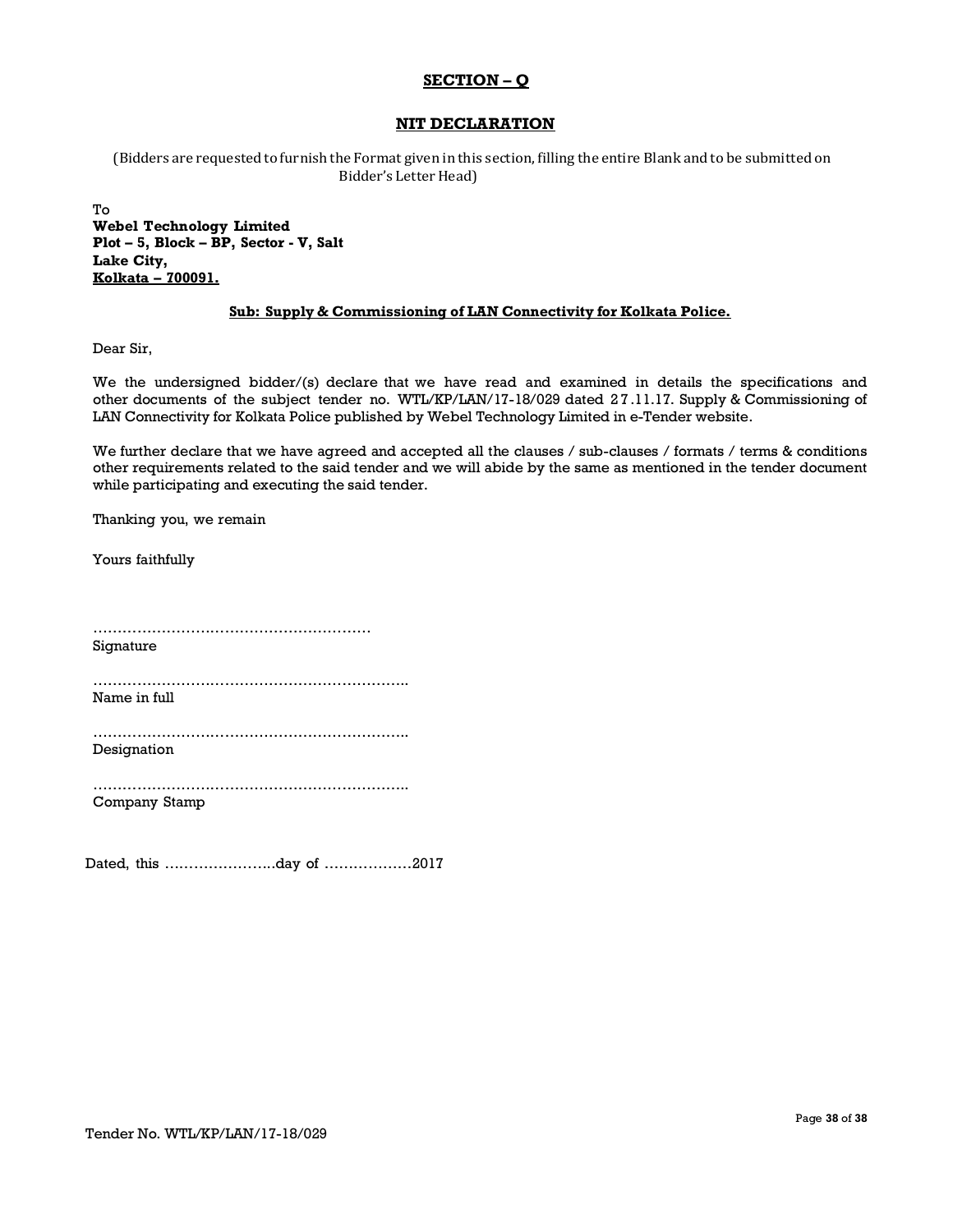## SECTION – Q

## NIT DECLARATION

(Bidders are requested to furnish the Format given in this section, filling the entire Blank and to be submitted on Bidder's Letter Head)

To
**Webel Technology Limited**
**Plot – 5, Block – BP, Sector - V, Salt**
**Lake City,**
**Kolkata – 700091.**

**Sub: Supply & Commissioning of LAN Connectivity for Kolkata Police.**

Dear Sir,

We the undersigned bidder/(s) declare that we have read and examined in details the specifications and other documents of the subject tender no. WTL/KP/LAN/17-18/029 dated 27.11.17. Supply & Commissioning of LAN Connectivity for Kolkata Police published by Webel Technology Limited in e-Tender website.

We further declare that we have agreed and accepted all the clauses / sub-clauses / formats / terms & conditions other requirements related to the said tender and we will abide by the same as mentioned in the tender document while participating and executing the said tender.

Thanking you, we remain

Yours faithfully

…………………………………………………
Signature

………………………………………………………..
Name in full

………………………………………………………..
Designation

………………………………………………………..
Company Stamp

Dated, this …………………..day of ………………2017